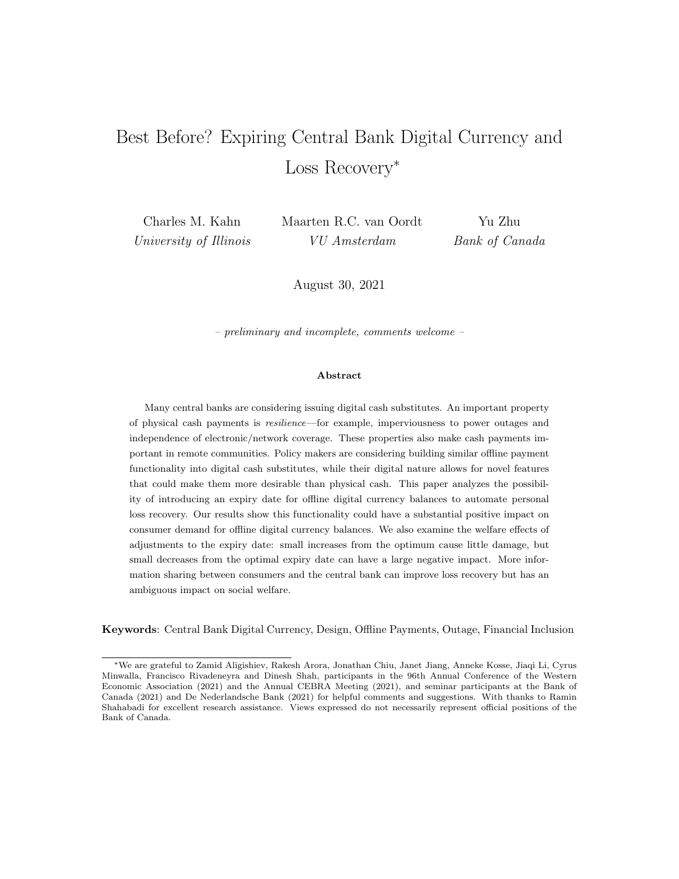# Best Before? Expiring Central Bank Digital Currency and Loss Recovery*

Charles M. Kahn
*University of Illinois*

Maarten R.C. van Oordt
*VU Amsterdam*

Yu Zhu
*Bank of Canada*

August 30, 2021

*– preliminary and incomplete, comments welcome –*

**Abstract**

Many central banks are considering issuing digital cash substitutes. An important property of physical cash payments is *resilience*—for example, imperviousness to power outages and independence of electronic/network coverage. These properties also make cash payments important in remote communities. Policy makers are considering building similar offline payment functionality into digital cash substitutes, while their digital nature allows for novel features that could make them more desirable than physical cash. This paper analyzes the possibility of introducing an expiry date for offline digital currency balances to automate personal loss recovery. Our results show this functionality could have a substantial positive impact on consumer demand for offline digital currency balances. We also examine the welfare effects of adjustments to the expiry date: small increases from the optimum cause little damage, but small decreases from the optimal expiry date can have a large negative impact. More information sharing between consumers and the central bank can improve loss recovery but has an ambiguous impact on social welfare.

**Keywords**: Central Bank Digital Currency, Design, Offline Payments, Outage, Financial Inclusion

---

*We are grateful to Zamid Aligishiev, Rakesh Arora, Jonathan Chiu, Janet Jiang, Anneke Kosse, Jiaqi Li, Cyrus Minwalla, Francisco Rivadeneyra and Dinesh Shah, participants in the 96th Annual Conference of the Western Economic Association (2021) and the Annual CEBRA Meeting (2021), and seminar participants at the Bank of Canada (2021) and De Nederlandsche Bank (2021) for helpful comments and suggestions. With thanks to Ramin Shahabadi for excellent research assistance. Views expressed do not necessarily represent official positions of the Bank of Canada.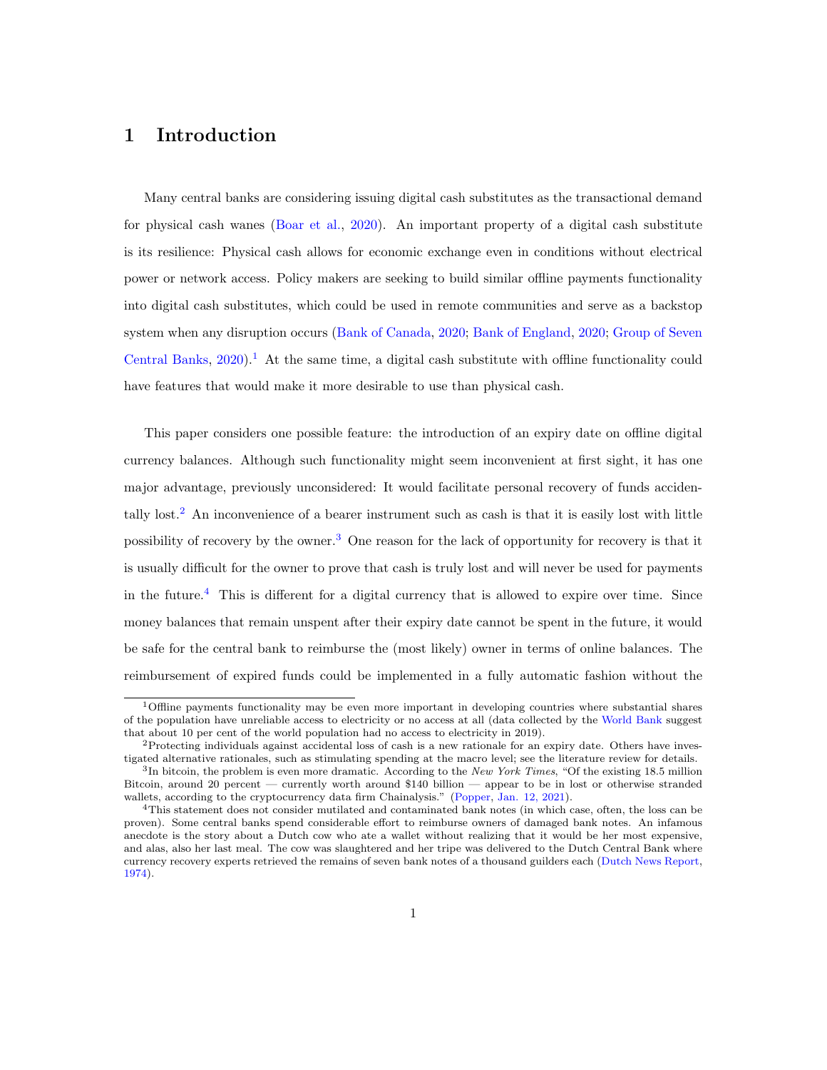# 1 Introduction

Many central banks are considering issuing digital cash substitutes as the transactional demand for physical cash wanes (Boar et al., 2020). An important property of a digital cash substitute is its resilience: Physical cash allows for economic exchange even in conditions without electrical power or network access. Policy makers are seeking to build similar offline payments functionality into digital cash substitutes, which could be used in remote communities and serve as a backstop system when any disruption occurs (Bank of Canada, 2020; Bank of England, 2020; Group of Seven Central Banks, 2020).[1] At the same time, a digital cash substitute with offline functionality could have features that would make it more desirable to use than physical cash.

This paper considers one possible feature: the introduction of an expiry date on offline digital currency balances. Although such functionality might seem inconvenient at first sight, it has one major advantage, previously unconsidered: It would facilitate personal recovery of funds accidentally lost.[2] An inconvenience of a bearer instrument such as cash is that it is easily lost with little possibility of recovery by the owner.[3] One reason for the lack of opportunity for recovery is that it is usually difficult for the owner to prove that cash is truly lost and will never be used for payments in the future.[4] This is different for a digital currency that is allowed to expire over time. Since money balances that remain unspent after their expiry date cannot be spent in the future, it would be safe for the central bank to reimburse the (most likely) owner in terms of online balances. The reimbursement of expired funds could be implemented in a fully automatic fashion without the

---

[1] Offline payments functionality may be even more important in developing countries where substantial shares of the population have unreliable access to electricity or no access at all (data collected by the World Bank suggest that about 10 per cent of the world population had no access to electricity in 2019).

[2] Protecting individuals against accidental loss of cash is a new rationale for an expiry date. Others have investigated alternative rationales, such as stimulating spending at the macro level; see the literature review for details.

[3] In bitcoin, the problem is even more dramatic. According to the *New York Times*, "Of the existing 18.5 million Bitcoin, around 20 percent — currently worth around $140 billion — appear to be in lost or otherwise stranded wallets, according to the cryptocurrency data firm Chainalysis." (Popper, Jan. 12, 2021).

[4] This statement does not consider mutilated and contaminated bank notes (in which case, often, the loss can be proven). Some central banks spend considerable effort to reimburse owners of damaged bank notes. An infamous anecdote is the story about a Dutch cow who ate a wallet without realizing that it would be her most expensive, and alas, also her last meal. The cow was slaughtered and her tripe was delivered to the Dutch Central Bank where currency recovery experts retrieved the remains of seven bank notes of a thousand guilders each (Dutch News Report, 1974).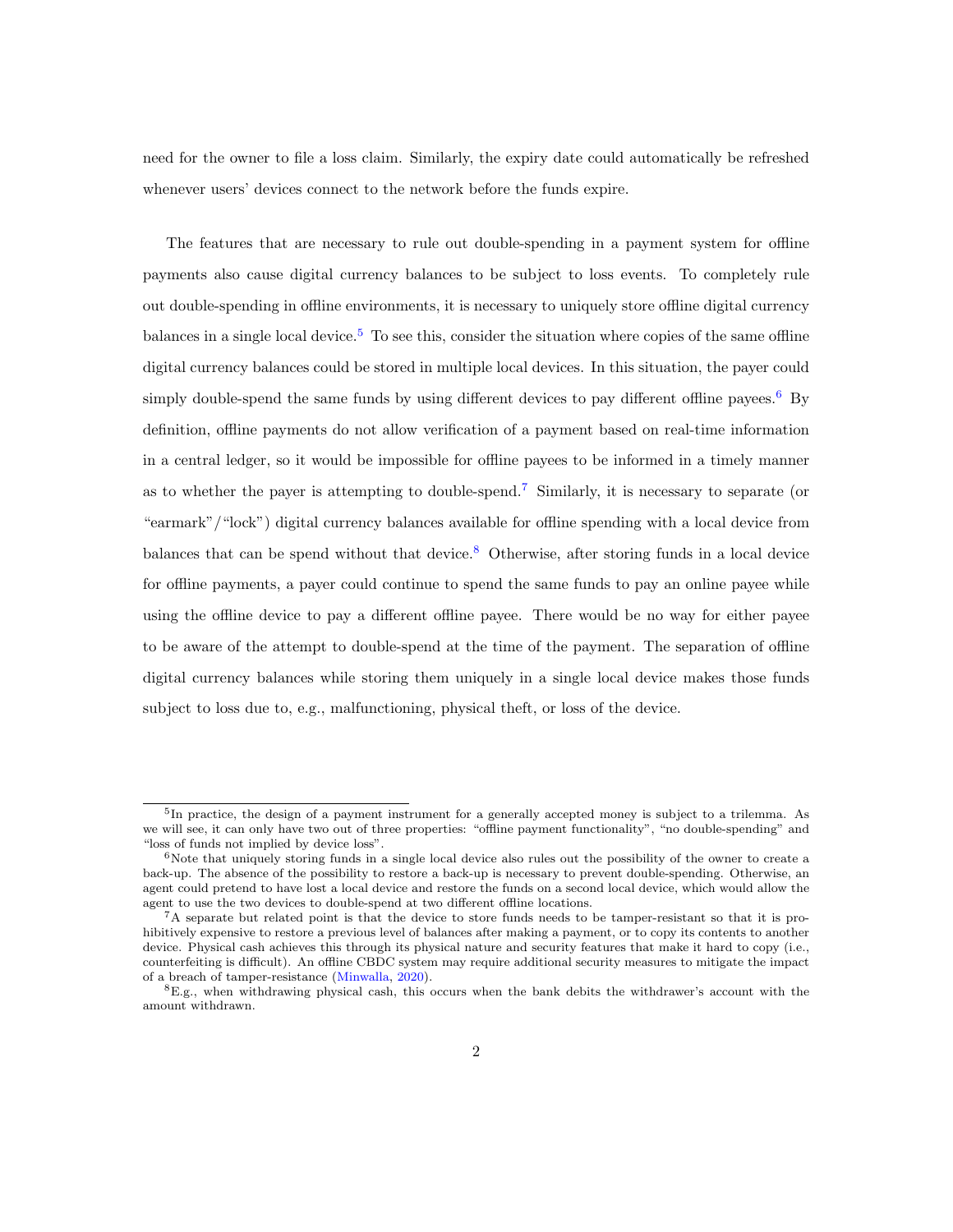need for the owner to file a loss claim. Similarly, the expiry date could automatically be refreshed whenever users' devices connect to the network before the funds expire.

The features that are necessary to rule out double-spending in a payment system for offline payments also cause digital currency balances to be subject to loss events. To completely rule out double-spending in offline environments, it is necessary to uniquely store offline digital currency balances in a single local device.[5] To see this, consider the situation where copies of the same offline digital currency balances could be stored in multiple local devices. In this situation, the payer could simply double-spend the same funds by using different devices to pay different offline payees.[6] By definition, offline payments do not allow verification of a payment based on real-time information in a central ledger, so it would be impossible for offline payees to be informed in a timely manner as to whether the payer is attempting to double-spend.[7] Similarly, it is necessary to separate (or "earmark"/"lock") digital currency balances available for offline spending with a local device from balances that can be spend without that device.[8] Otherwise, after storing funds in a local device for offline payments, a payer could continue to spend the same funds to pay an online payee while using the offline device to pay a different offline payee. There would be no way for either payee to be aware of the attempt to double-spend at the time of the payment. The separation of offline digital currency balances while storing them uniquely in a single local device makes those funds subject to loss due to, e.g., malfunctioning, physical theft, or loss of the device.

---

[5] In practice, the design of a payment instrument for a generally accepted money is subject to a trilemma. As we will see, it can only have two out of three properties: "offline payment functionality", "no double-spending" and "loss of funds not implied by device loss".

[6] Note that uniquely storing funds in a single local device also rules out the possibility of the owner to create a back-up. The absence of the possibility to restore a back-up is necessary to prevent double-spending. Otherwise, an agent could pretend to have lost a local device and restore the funds on a second local device, which would allow the agent to use the two devices to double-spend at two different offline locations.

[7] A separate but related point is that the device to store funds needs to be tamper-resistant so that it is prohibitively expensive to restore a previous level of balances after making a payment, or to copy its contents to another device. Physical cash achieves this through its physical nature and security features that make it hard to copy (i.e., counterfeiting is difficult). An offline CBDC system may require additional security measures to mitigate the impact of a breach of tamper-resistance (Minwalla, 2020).

[8] E.g., when withdrawing physical cash, this occurs when the bank debits the withdrawer's account with the amount withdrawn.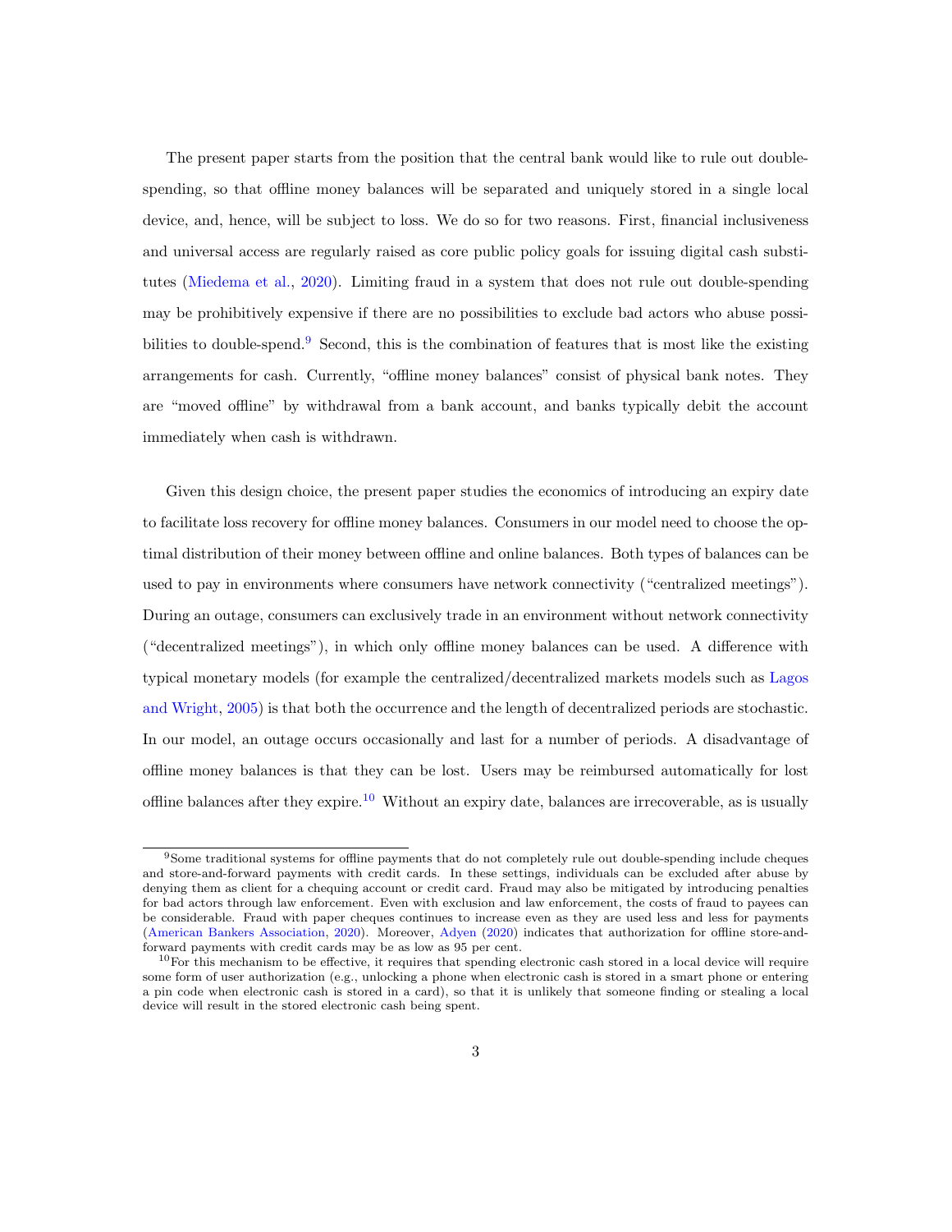The present paper starts from the position that the central bank would like to rule out double-spending, so that offline money balances will be separated and uniquely stored in a single local device, and, hence, will be subject to loss. We do so for two reasons. First, financial inclusiveness and universal access are regularly raised as core public policy goals for issuing digital cash substitutes (Miedema et al., 2020). Limiting fraud in a system that does not rule out double-spending may be prohibitively expensive if there are no possibilities to exclude bad actors who abuse possibilities to double-spend.[9] Second, this is the combination of features that is most like the existing arrangements for cash. Currently, "offline money balances" consist of physical bank notes. They are "moved offline" by withdrawal from a bank account, and banks typically debit the account immediately when cash is withdrawn.

Given this design choice, the present paper studies the economics of introducing an expiry date to facilitate loss recovery for offline money balances. Consumers in our model need to choose the optimal distribution of their money between offline and online balances. Both types of balances can be used to pay in environments where consumers have network connectivity ("centralized meetings"). During an outage, consumers can exclusively trade in an environment without network connectivity ("decentralized meetings"), in which only offline money balances can be used. A difference with typical monetary models (for example the centralized/decentralized markets models such as Lagos and Wright, 2005) is that both the occurrence and the length of decentralized periods are stochastic. In our model, an outage occurs occasionally and last for a number of periods. A disadvantage of offline money balances is that they can be lost. Users may be reimbursed automatically for lost offline balances after they expire.[10] Without an expiry date, balances are irrecoverable, as is usually

---

[9] Some traditional systems for offline payments that do not completely rule out double-spending include cheques and store-and-forward payments with credit cards. In these settings, individuals can be excluded after abuse by denying them as client for a chequing account or credit card. Fraud may also be mitigated by introducing penalties for bad actors through law enforcement. Even with exclusion and law enforcement, the costs of fraud to payees can be considerable. Fraud with paper cheques continues to increase even as they are used less and less for payments (American Bankers Association, 2020). Moreover, Adyen (2020) indicates that authorization for offline store-and-forward payments with credit cards may be as low as 95 per cent.

[10] For this mechanism to be effective, it requires that spending electronic cash stored in a local device will require some form of user authorization (e.g., unlocking a phone when electronic cash is stored in a smart phone or entering a pin code when electronic cash is stored in a card), so that it is unlikely that someone finding or stealing a local device will result in the stored electronic cash being spent.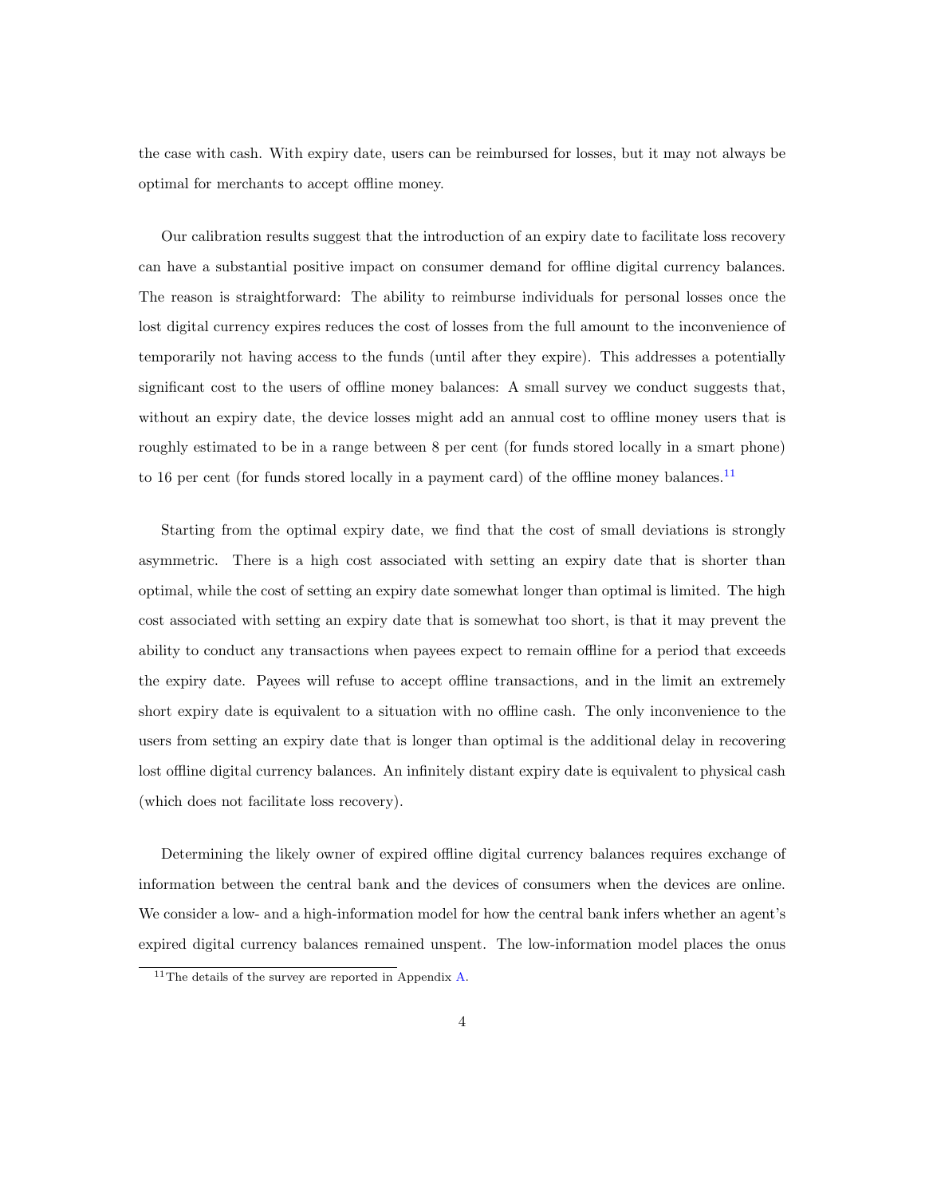the case with cash. With expiry date, users can be reimbursed for losses, but it may not always be optimal for merchants to accept offline money.

Our calibration results suggest that the introduction of an expiry date to facilitate loss recovery can have a substantial positive impact on consumer demand for offline digital currency balances. The reason is straightforward: The ability to reimburse individuals for personal losses once the lost digital currency expires reduces the cost of losses from the full amount to the inconvenience of temporarily not having access to the funds (until after they expire). This addresses a potentially significant cost to the users of offline money balances: A small survey we conduct suggests that, without an expiry date, the device losses might add an annual cost to offline money users that is roughly estimated to be in a range between 8 per cent (for funds stored locally in a smart phone) to 16 per cent (for funds stored locally in a payment card) of the offline money balances.[11]

Starting from the optimal expiry date, we find that the cost of small deviations is strongly asymmetric. There is a high cost associated with setting an expiry date that is shorter than optimal, while the cost of setting an expiry date somewhat longer than optimal is limited. The high cost associated with setting an expiry date that is somewhat too short, is that it may prevent the ability to conduct any transactions when payees expect to remain offline for a period that exceeds the expiry date. Payees will refuse to accept offline transactions, and in the limit an extremely short expiry date is equivalent to a situation with no offline cash. The only inconvenience to the users from setting an expiry date that is longer than optimal is the additional delay in recovering lost offline digital currency balances. An infinitely distant expiry date is equivalent to physical cash (which does not facilitate loss recovery).

Determining the likely owner of expired offline digital currency balances requires exchange of information between the central bank and the devices of consumers when the devices are online. We consider a low- and a high-information model for how the central bank infers whether an agent's expired digital currency balances remained unspent. The low-information model places the onus

[11] The details of the survey are reported in Appendix A.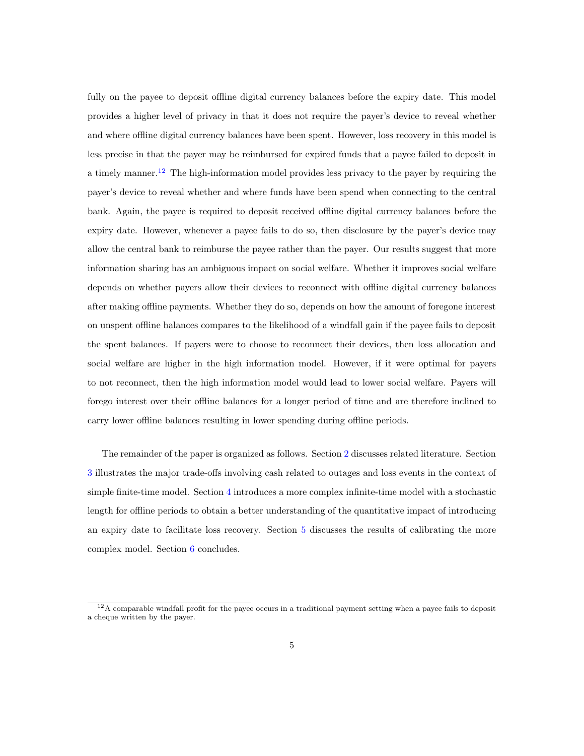fully on the payee to deposit offline digital currency balances before the expiry date. This model provides a higher level of privacy in that it does not require the payer's device to reveal whether and where offline digital currency balances have been spent. However, loss recovery in this model is less precise in that the payer may be reimbursed for expired funds that a payee failed to deposit in a timely manner.[12] The high-information model provides less privacy to the payer by requiring the payer's device to reveal whether and where funds have been spend when connecting to the central bank. Again, the payee is required to deposit received offline digital currency balances before the expiry date. However, whenever a payee fails to do so, then disclosure by the payer's device may allow the central bank to reimburse the payee rather than the payer. Our results suggest that more information sharing has an ambiguous impact on social welfare. Whether it improves social welfare depends on whether payers allow their devices to reconnect with offline digital currency balances after making offline payments. Whether they do so, depends on how the amount of foregone interest on unspent offline balances compares to the likelihood of a windfall gain if the payee fails to deposit the spent balances. If payers were to choose to reconnect their devices, then loss allocation and social welfare are higher in the high information model. However, if it were optimal for payers to not reconnect, then the high information model would lead to lower social welfare. Payers will forego interest over their offline balances for a longer period of time and are therefore inclined to carry lower offline balances resulting in lower spending during offline periods.

The remainder of the paper is organized as follows. Section 2 discusses related literature. Section 3 illustrates the major trade-offs involving cash related to outages and loss events in the context of simple finite-time model. Section 4 introduces a more complex infinite-time model with a stochastic length for offline periods to obtain a better understanding of the quantitative impact of introducing an expiry date to facilitate loss recovery. Section 5 discusses the results of calibrating the more complex model. Section 6 concludes.

[12] A comparable windfall profit for the payee occurs in a traditional payment setting when a payee fails to deposit a cheque written by the payer.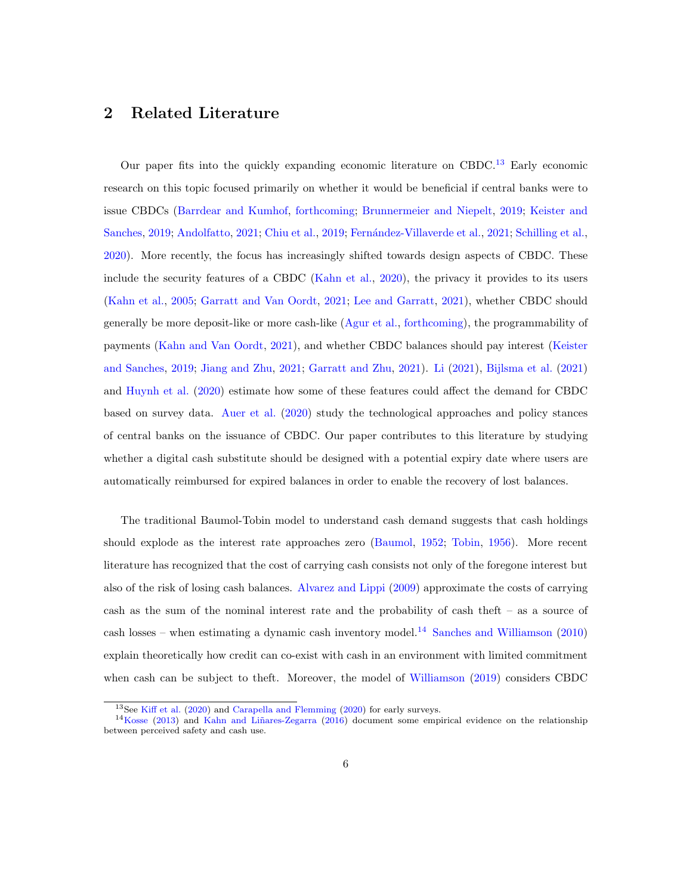## 2 Related Literature

Our paper fits into the quickly expanding economic literature on CBDC.[13] Early economic research on this topic focused primarily on whether it would be beneficial if central banks were to issue CBDCs (Barrdear and Kumhof, forthcoming; Brunnermeier and Niepelt, 2019; Keister and Sanches, 2019; Andolfatto, 2021; Chiu et al., 2019; Fernández-Villaverde et al., 2021; Schilling et al., 2020). More recently, the focus has increasingly shifted towards design aspects of CBDC. These include the security features of a CBDC (Kahn et al., 2020), the privacy it provides to its users (Kahn et al., 2005; Garratt and Van Oordt, 2021; Lee and Garratt, 2021), whether CBDC should generally be more deposit-like or more cash-like (Agur et al., forthcoming), the programmability of payments (Kahn and Van Oordt, 2021), and whether CBDC balances should pay interest (Keister and Sanches, 2019; Jiang and Zhu, 2021; Garratt and Zhu, 2021). Li (2021), Bijlsma et al. (2021) and Huynh et al. (2020) estimate how some of these features could affect the demand for CBDC based on survey data. Auer et al. (2020) study the technological approaches and policy stances of central banks on the issuance of CBDC. Our paper contributes to this literature by studying whether a digital cash substitute should be designed with a potential expiry date where users are automatically reimbursed for expired balances in order to enable the recovery of lost balances.

The traditional Baumol-Tobin model to understand cash demand suggests that cash holdings should explode as the interest rate approaches zero (Baumol, 1952; Tobin, 1956). More recent literature has recognized that the cost of carrying cash consists not only of the foregone interest but also of the risk of losing cash balances. Alvarez and Lippi (2009) approximate the costs of carrying cash as the sum of the nominal interest rate and the probability of cash theft – as a source of cash losses – when estimating a dynamic cash inventory model.[14] Sanches and Williamson (2010) explain theoretically how credit can co-exist with cash in an environment with limited commitment when cash can be subject to theft. Moreover, the model of Williamson (2019) considers CBDC

[13] See Kiff et al. (2020) and Carapella and Flemming (2020) for early surveys.

[14] Kosse (2013) and Kahn and Liñares-Zegarra (2016) document some empirical evidence on the relationship between perceived safety and cash use.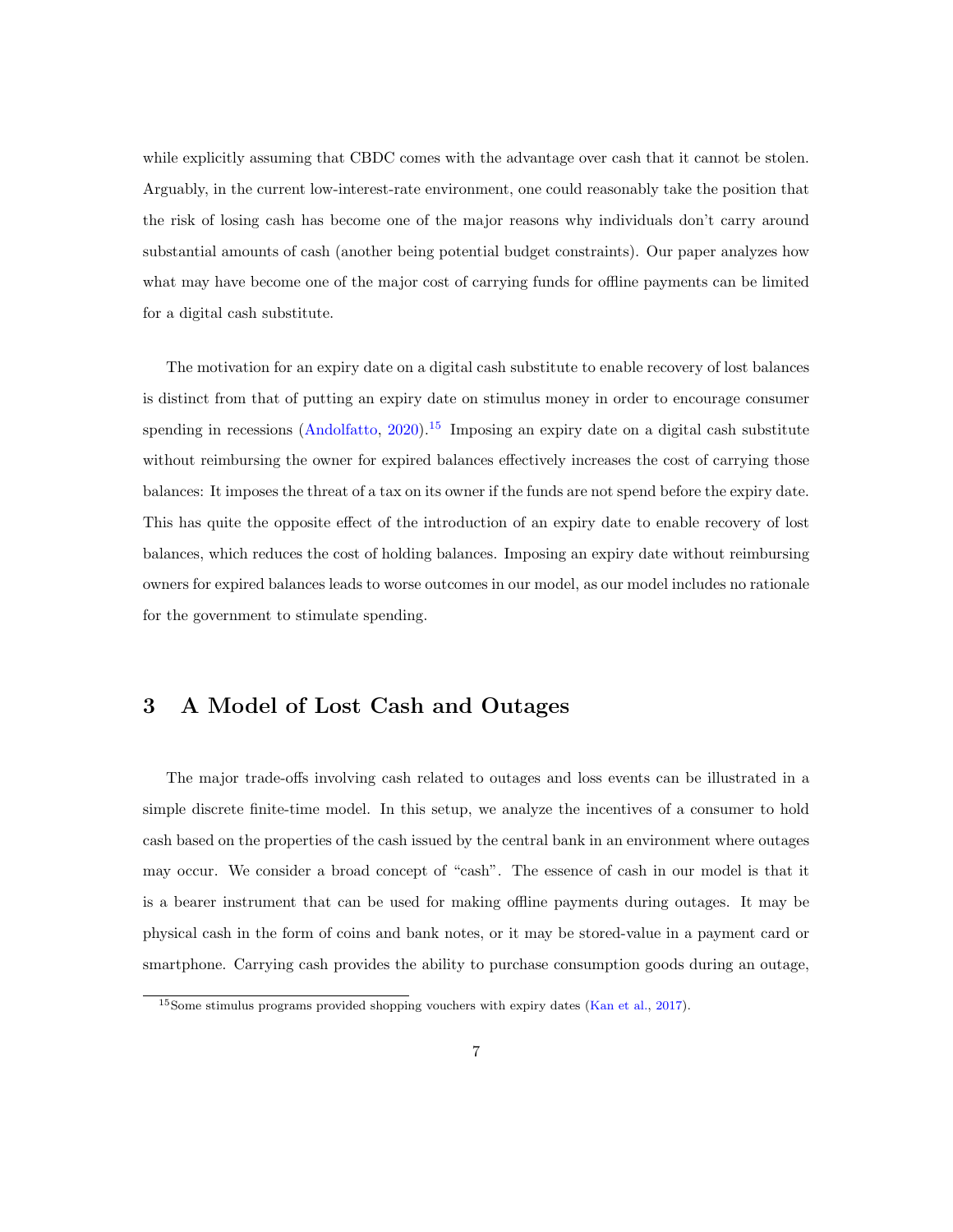while explicitly assuming that CBDC comes with the advantage over cash that it cannot be stolen. Arguably, in the current low-interest-rate environment, one could reasonably take the position that the risk of losing cash has become one of the major reasons why individuals don't carry around substantial amounts of cash (another being potential budget constraints). Our paper analyzes how what may have become one of the major cost of carrying funds for offline payments can be limited for a digital cash substitute.

The motivation for an expiry date on a digital cash substitute to enable recovery of lost balances is distinct from that of putting an expiry date on stimulus money in order to encourage consumer spending in recessions (Andolfatto, 2020).[15] Imposing an expiry date on a digital cash substitute without reimbursing the owner for expired balances effectively increases the cost of carrying those balances: It imposes the threat of a tax on its owner if the funds are not spend before the expiry date. This has quite the opposite effect of the introduction of an expiry date to enable recovery of lost balances, which reduces the cost of holding balances. Imposing an expiry date without reimbursing owners for expired balances leads to worse outcomes in our model, as our model includes no rationale for the government to stimulate spending.

## 3 A Model of Lost Cash and Outages

The major trade-offs involving cash related to outages and loss events can be illustrated in a simple discrete finite-time model. In this setup, we analyze the incentives of a consumer to hold cash based on the properties of the cash issued by the central bank in an environment where outages may occur. We consider a broad concept of "cash". The essence of cash in our model is that it is a bearer instrument that can be used for making offline payments during outages. It may be physical cash in the form of coins and bank notes, or it may be stored-value in a payment card or smartphone. Carrying cash provides the ability to purchase consumption goods during an outage,

[15] Some stimulus programs provided shopping vouchers with expiry dates (Kan et al., 2017).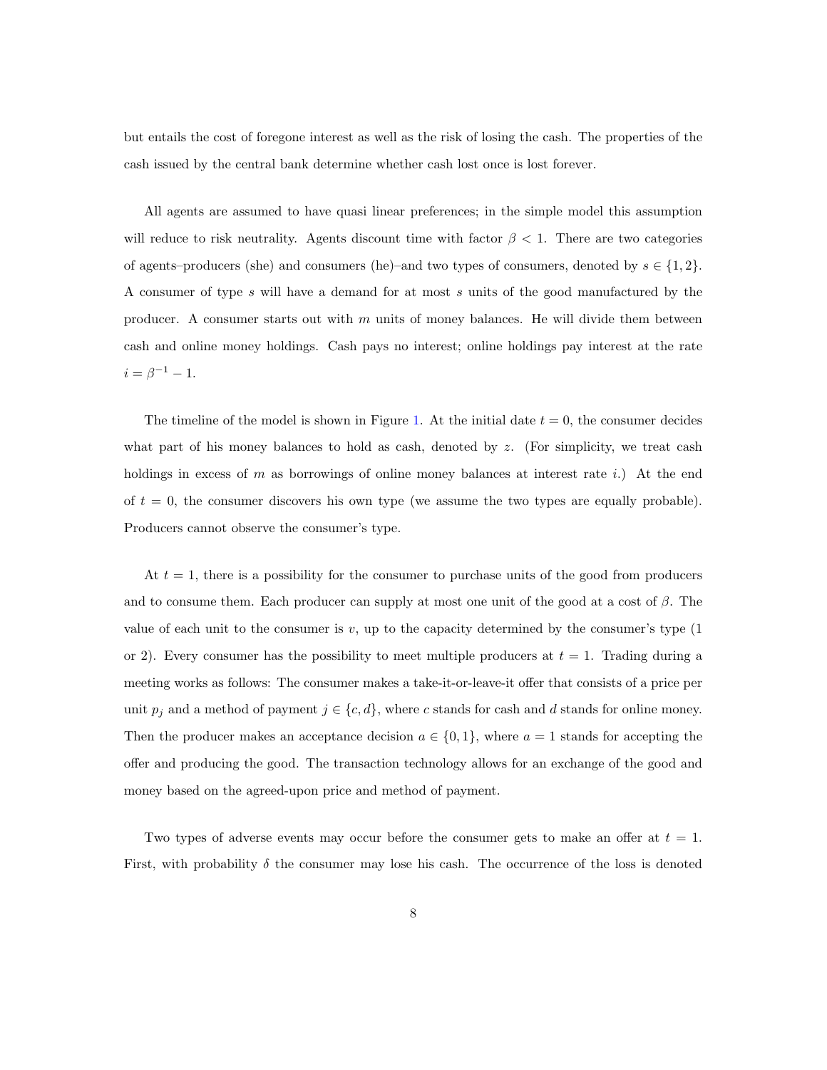but entails the cost of foregone interest as well as the risk of losing the cash. The properties of the cash issued by the central bank determine whether cash lost once is lost forever.

All agents are assumed to have quasi linear preferences; in the simple model this assumption will reduce to risk neutrality. Agents discount time with factor $\beta < 1$. There are two categories of agents–producers (she) and consumers (he)–and two types of consumers, denoted by $s \in \{1, 2\}$. A consumer of type $s$ will have a demand for at most $s$ units of the good manufactured by the producer. A consumer starts out with $m$ units of money balances. He will divide them between cash and online money holdings. Cash pays no interest; online holdings pay interest at the rate $i = \beta^{-1} - 1$.

The timeline of the model is shown in Figure 1. At the initial date $t = 0$, the consumer decides what part of his money balances to hold as cash, denoted by $z$. (For simplicity, we treat cash holdings in excess of $m$ as borrowings of online money balances at interest rate $i$.) At the end of $t = 0$, the consumer discovers his own type (we assume the two types are equally probable). Producers cannot observe the consumer's type.

At $t = 1$, there is a possibility for the consumer to purchase units of the good from producers and to consume them. Each producer can supply at most one unit of the good at a cost of $\beta$. The value of each unit to the consumer is $v$, up to the capacity determined by the consumer's type (1 or 2). Every consumer has the possibility to meet multiple producers at $t = 1$. Trading during a meeting works as follows: The consumer makes a take-it-or-leave-it offer that consists of a price per unit $p_j$ and a method of payment $j \in \{c, d\}$, where $c$ stands for cash and $d$ stands for online money. Then the producer makes an acceptance decision $a \in \{0, 1\}$, where $a = 1$ stands for accepting the offer and producing the good. The transaction technology allows for an exchange of the good and money based on the agreed-upon price and method of payment.

Two types of adverse events may occur before the consumer gets to make an offer at $t = 1$. First, with probability $\delta$ the consumer may lose his cash. The occurrence of the loss is denoted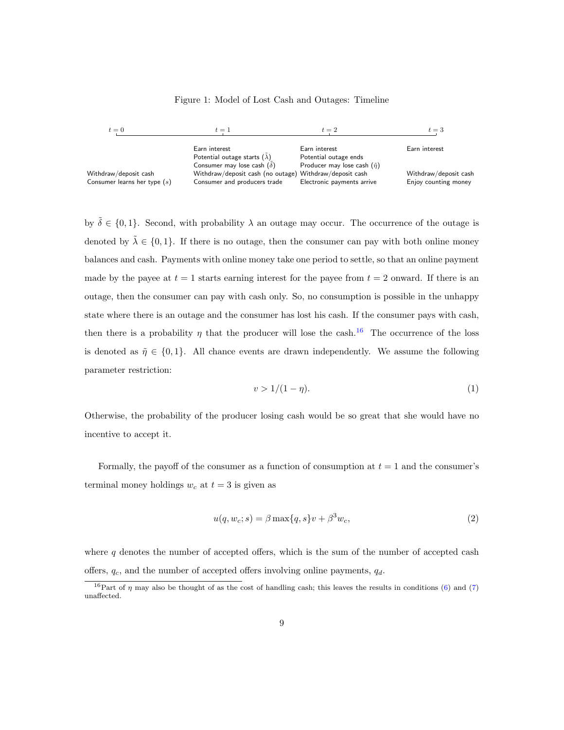Figure 1: Model of Lost Cash and Outages: Timeline

| $t = 0$ | $t = 1$ | $t = 2$ | $t = 3$ |
|---|---|---|---|
| | Earn interest | Earn interest | Earn interest |
| | Potential outage starts ($\tilde{\lambda}$) | Potential outage ends | |
| | Consumer may lose cash ($\tilde{\delta}$) | Producer may lose cash ($\tilde{\eta}$) | |
| Withdraw/deposit cash | Withdraw/deposit cash (no outage) | Withdraw/deposit cash | Withdraw/deposit cash |
| Consumer learns her type ($s$) | Consumer and producers trade | Electronic payments arrive | Enjoy counting money |

by $\tilde{\delta} \in \{0, 1\}$. Second, with probability $\lambda$ an outage may occur. The occurrence of the outage is denoted by $\tilde{\lambda} \in \{0, 1\}$. If there is no outage, then the consumer can pay with both online money balances and cash. Payments with online money take one period to settle, so that an online payment made by the payee at $t = 1$ starts earning interest for the payee from $t = 2$ onward. If there is an outage, then the consumer can pay with cash only. So, no consumption is possible in the unhappy state where there is an outage and the consumer has lost his cash. If the consumer pays with cash, then there is a probability $\eta$ that the producer will lose the cash.[16] The occurrence of the loss is denoted as $\tilde{\eta} \in \{0, 1\}$. All chance events are drawn independently. We assume the following parameter restriction:

$$v > 1/(1 - \eta). \tag{1}$$

Otherwise, the probability of the producer losing cash would be so great that she would have no incentive to accept it.

Formally, the payoff of the consumer as a function of consumption at $t = 1$ and the consumer's terminal money holdings $w_c$ at $t = 3$ is given as

$$u(q, w_c; s) = \beta \max\{q, s\} v + \beta^3 w_c, \tag{2}$$

where $q$ denotes the number of accepted offers, which is the sum of the number of accepted cash offers, $q_c$, and the number of accepted offers involving online payments, $q_d$.

[16] Part of $\eta$ may also be thought of as the cost of handling cash; this leaves the results in conditions (6) and (7) unaffected.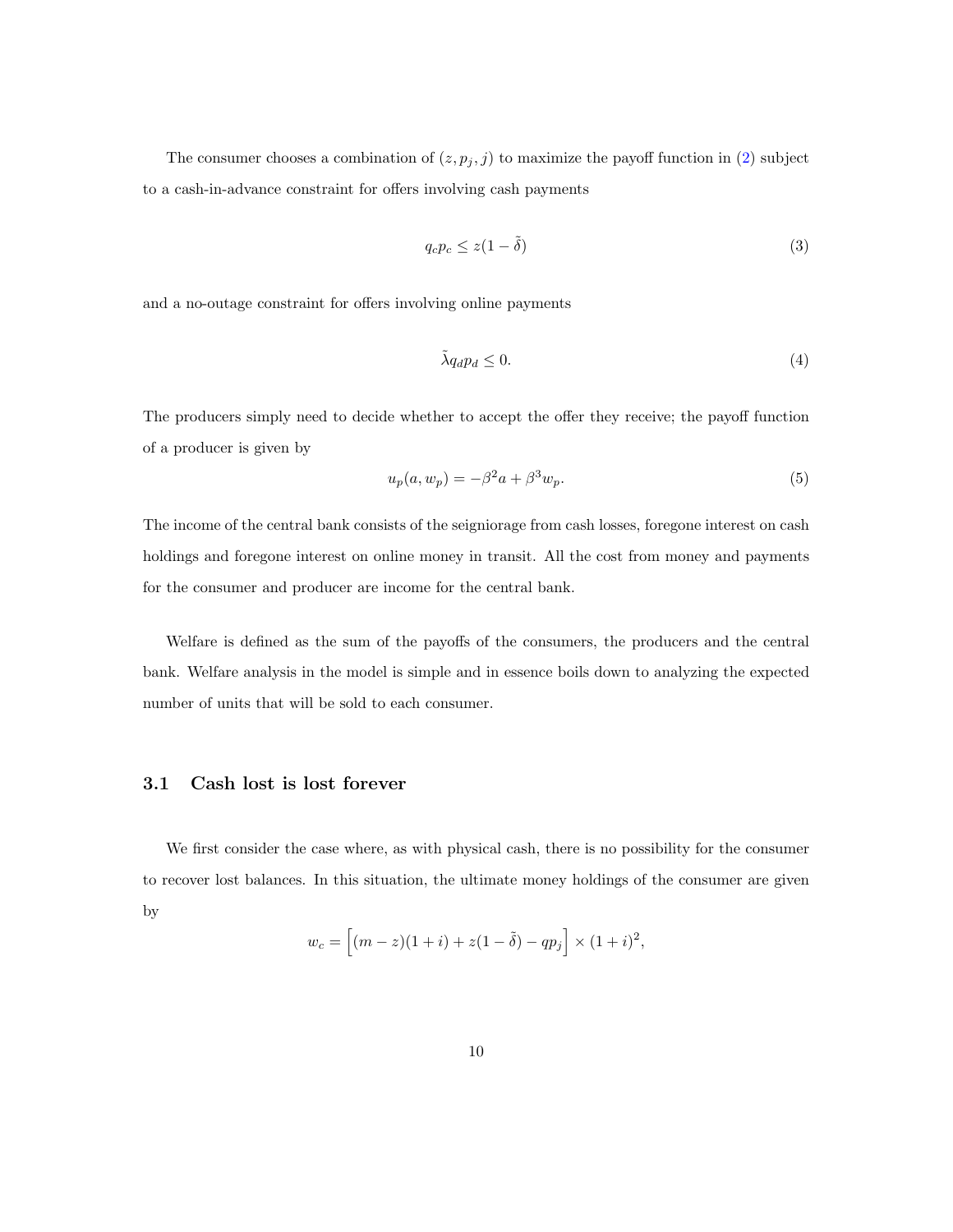The consumer chooses a combination of $(z, p_j, j)$ to maximize the payoff function in (2) subject to a cash-in-advance constraint for offers involving cash payments

$$q_c p_c \leq z(1 - \tilde{\delta}) \tag{3}$$

and a no-outage constraint for offers involving online payments

$$\tilde{\lambda} q_d p_d \leq 0. \tag{4}$$

The producers simply need to decide whether to accept the offer they receive; the payoff function of a producer is given by

$$u_p(a, w_p) = -\beta^2 a + \beta^3 w_p. \tag{5}$$

The income of the central bank consists of the seigniorage from cash losses, foregone interest on cash holdings and foregone interest on online money in transit. All the cost from money and payments for the consumer and producer are income for the central bank.

Welfare is defined as the sum of the payoffs of the consumers, the producers and the central bank. Welfare analysis in the model is simple and in essence boils down to analyzing the expected number of units that will be sold to each consumer.

### 3.1 Cash lost is lost forever

We first consider the case where, as with physical cash, there is no possibility for the consumer to recover lost balances. In this situation, the ultimate money holdings of the consumer are given by

$$w_c = \left[(m - z)(1 + i) + z(1 - \tilde{\delta}) - q p_j\right] \times (1 + i)^2,$$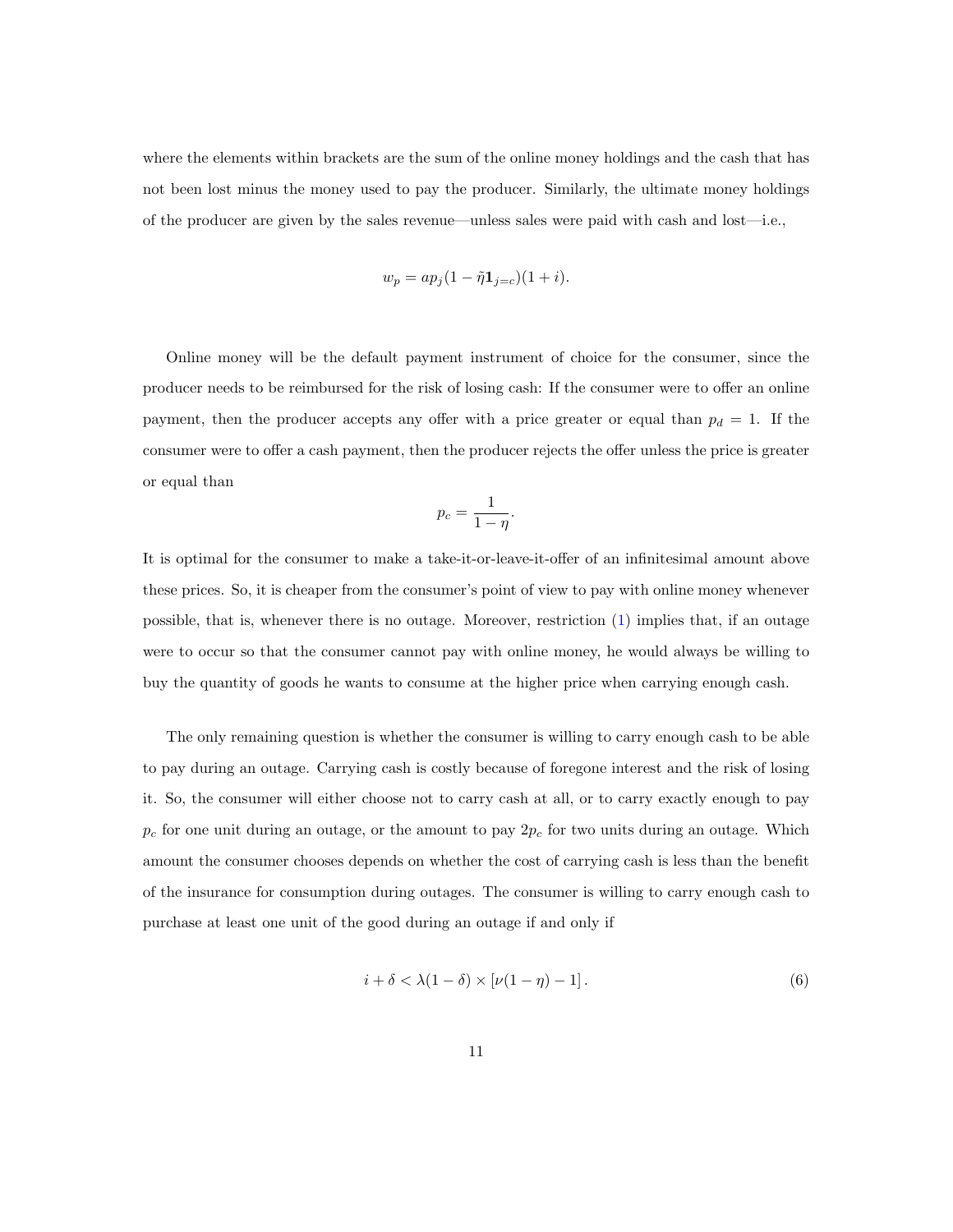where the elements within brackets are the sum of the online money holdings and the cash that has not been lost minus the money used to pay the producer. Similarly, the ultimate money holdings of the producer are given by the sales revenue—unless sales were paid with cash and lost—i.e.,

$$w_p = ap_j(1 - \tilde{\eta}\mathbf{1}_{j=c})(1 + i).$$

Online money will be the default payment instrument of choice for the consumer, since the producer needs to be reimbursed for the risk of losing cash: If the consumer were to offer an online payment, then the producer accepts any offer with a price greater or equal than $p_d = 1$. If the consumer were to offer a cash payment, then the producer rejects the offer unless the price is greater or equal than

$$p_c = \frac{1}{1 - \eta}.$$

It is optimal for the consumer to make a take-it-or-leave-it-offer of an infinitesimal amount above these prices. So, it is cheaper from the consumer's point of view to pay with online money whenever possible, that is, whenever there is no outage. Moreover, restriction (1) implies that, if an outage were to occur so that the consumer cannot pay with online money, he would always be willing to buy the quantity of goods he wants to consume at the higher price when carrying enough cash.

The only remaining question is whether the consumer is willing to carry enough cash to be able to pay during an outage. Carrying cash is costly because of foregone interest and the risk of losing it. So, the consumer will either choose not to carry cash at all, or to carry exactly enough to pay $p_c$ for one unit during an outage, or the amount to pay $2p_c$ for two units during an outage. Which amount the consumer chooses depends on whether the cost of carrying cash is less than the benefit of the insurance for consumption during outages. The consumer is willing to carry enough cash to purchase at least one unit of the good during an outage if and only if

$$i + \delta < \lambda(1 - \delta) \times [\nu(1 - \eta) - 1]. \tag{6}$$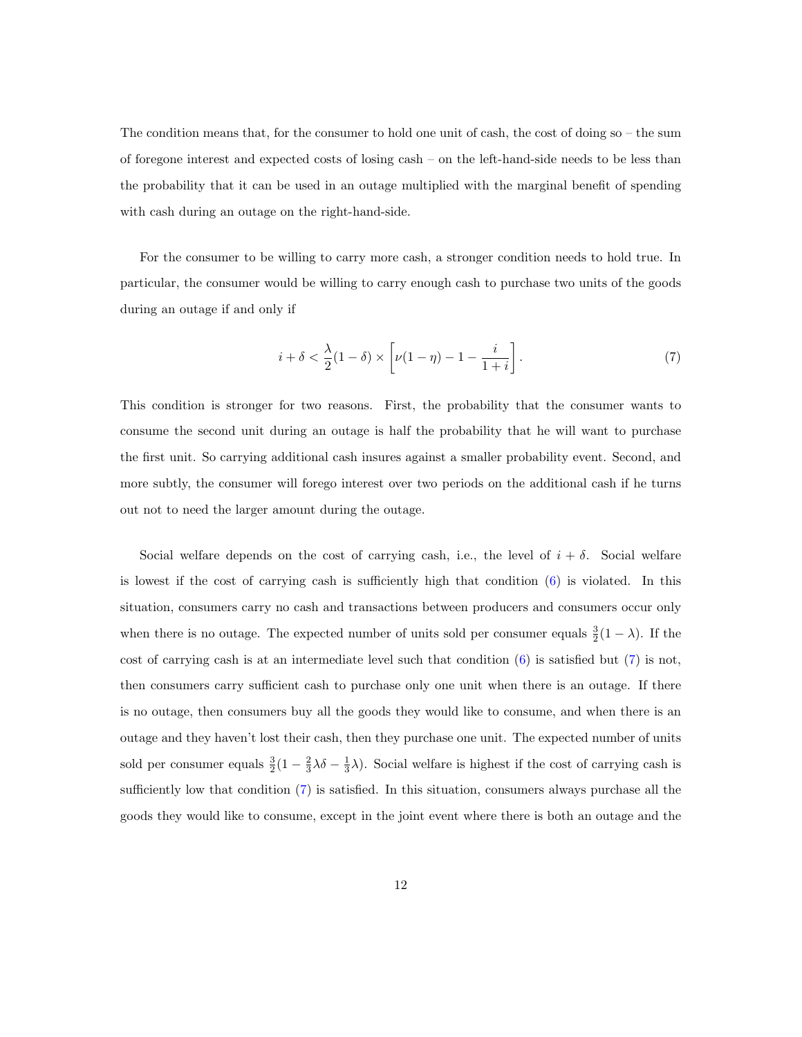The condition means that, for the consumer to hold one unit of cash, the cost of doing so – the sum of foregone interest and expected costs of losing cash – on the left-hand-side needs to be less than the probability that it can be used in an outage multiplied with the marginal benefit of spending with cash during an outage on the right-hand-side.

For the consumer to be willing to carry more cash, a stronger condition needs to hold true. In particular, the consumer would be willing to carry enough cash to purchase two units of the goods during an outage if and only if

$$i + \delta < \frac{\lambda}{2}(1 - \delta) \times \left[\nu(1 - \eta) - 1 - \frac{i}{1 + i}\right]. \tag{7}$$

This condition is stronger for two reasons. First, the probability that the consumer wants to consume the second unit during an outage is half the probability that he will want to purchase the first unit. So carrying additional cash insures against a smaller probability event. Second, and more subtly, the consumer will forego interest over two periods on the additional cash if he turns out not to need the larger amount during the outage.

Social welfare depends on the cost of carrying cash, i.e., the level of $i + \delta$. Social welfare is lowest if the cost of carrying cash is sufficiently high that condition (6) is violated. In this situation, consumers carry no cash and transactions between producers and consumers occur only when there is no outage. The expected number of units sold per consumer equals $\frac{3}{2}(1 - \lambda)$. If the cost of carrying cash is at an intermediate level such that condition (6) is satisfied but (7) is not, then consumers carry sufficient cash to purchase only one unit when there is an outage. If there is no outage, then consumers buy all the goods they would like to consume, and when there is an outage and they haven't lost their cash, then they purchase one unit. The expected number of units sold per consumer equals $\frac{3}{2}(1 - \frac{2}{3}\lambda\delta - \frac{1}{3}\lambda)$. Social welfare is highest if the cost of carrying cash is sufficiently low that condition (7) is satisfied. In this situation, consumers always purchase all the goods they would like to consume, except in the joint event where there is both an outage and the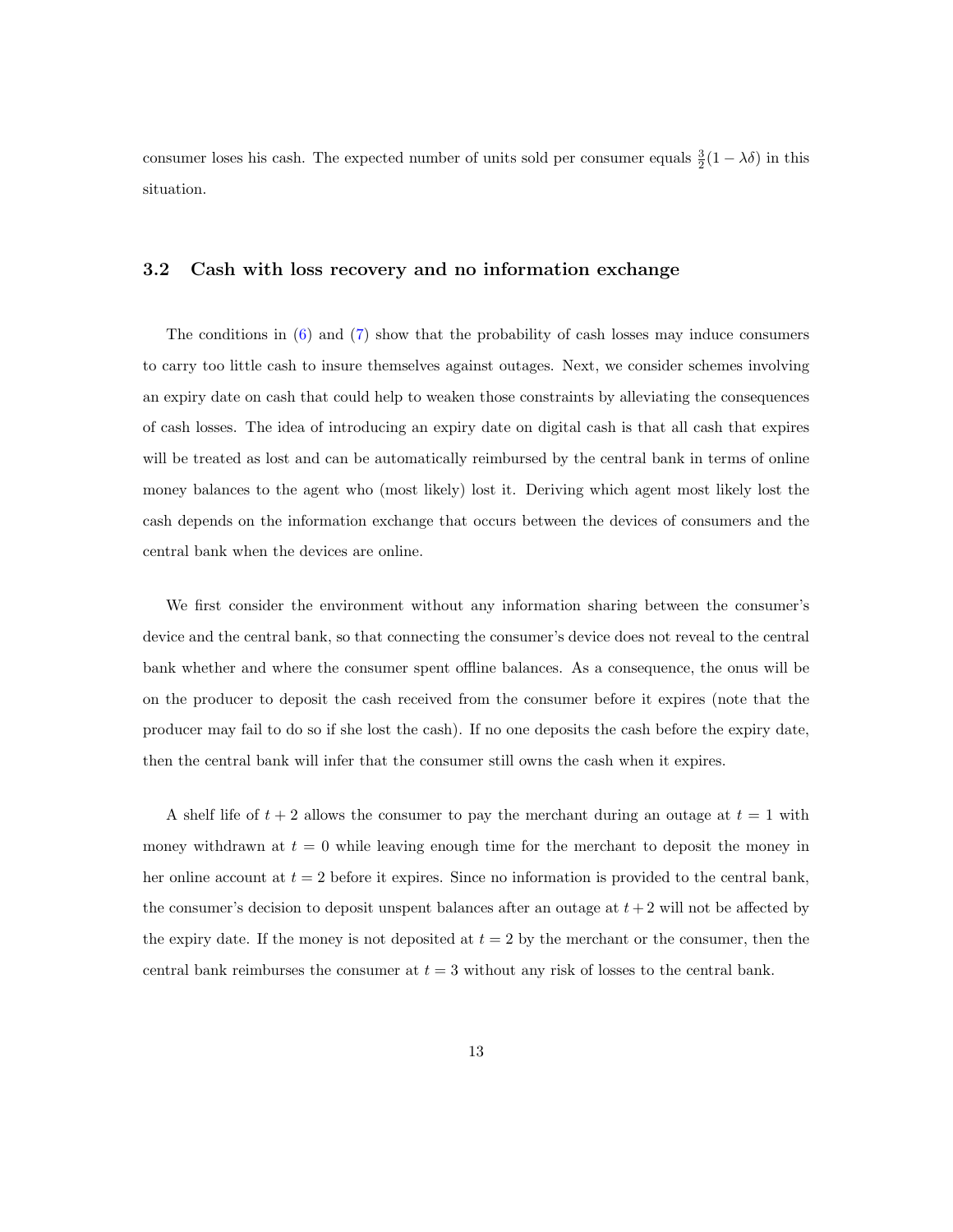consumer loses his cash. The expected number of units sold per consumer equals $\frac{3}{2}(1 - \lambda\delta)$ in this situation.

### 3.2 Cash with loss recovery and no information exchange

The conditions in (6) and (7) show that the probability of cash losses may induce consumers to carry too little cash to insure themselves against outages. Next, we consider schemes involving an expiry date on cash that could help to weaken those constraints by alleviating the consequences of cash losses. The idea of introducing an expiry date on digital cash is that all cash that expires will be treated as lost and can be automatically reimbursed by the central bank in terms of online money balances to the agent who (most likely) lost it. Deriving which agent most likely lost the cash depends on the information exchange that occurs between the devices of consumers and the central bank when the devices are online.

We first consider the environment without any information sharing between the consumer's device and the central bank, so that connecting the consumer's device does not reveal to the central bank whether and where the consumer spent offline balances. As a consequence, the onus will be on the producer to deposit the cash received from the consumer before it expires (note that the producer may fail to do so if she lost the cash). If no one deposits the cash before the expiry date, then the central bank will infer that the consumer still owns the cash when it expires.

A shelf life of $t + 2$ allows the consumer to pay the merchant during an outage at $t = 1$ with money withdrawn at $t = 0$ while leaving enough time for the merchant to deposit the money in her online account at $t = 2$ before it expires. Since no information is provided to the central bank, the consumer's decision to deposit unspent balances after an outage at $t + 2$ will not be affected by the expiry date. If the money is not deposited at $t = 2$ by the merchant or the consumer, then the central bank reimburses the consumer at $t = 3$ without any risk of losses to the central bank.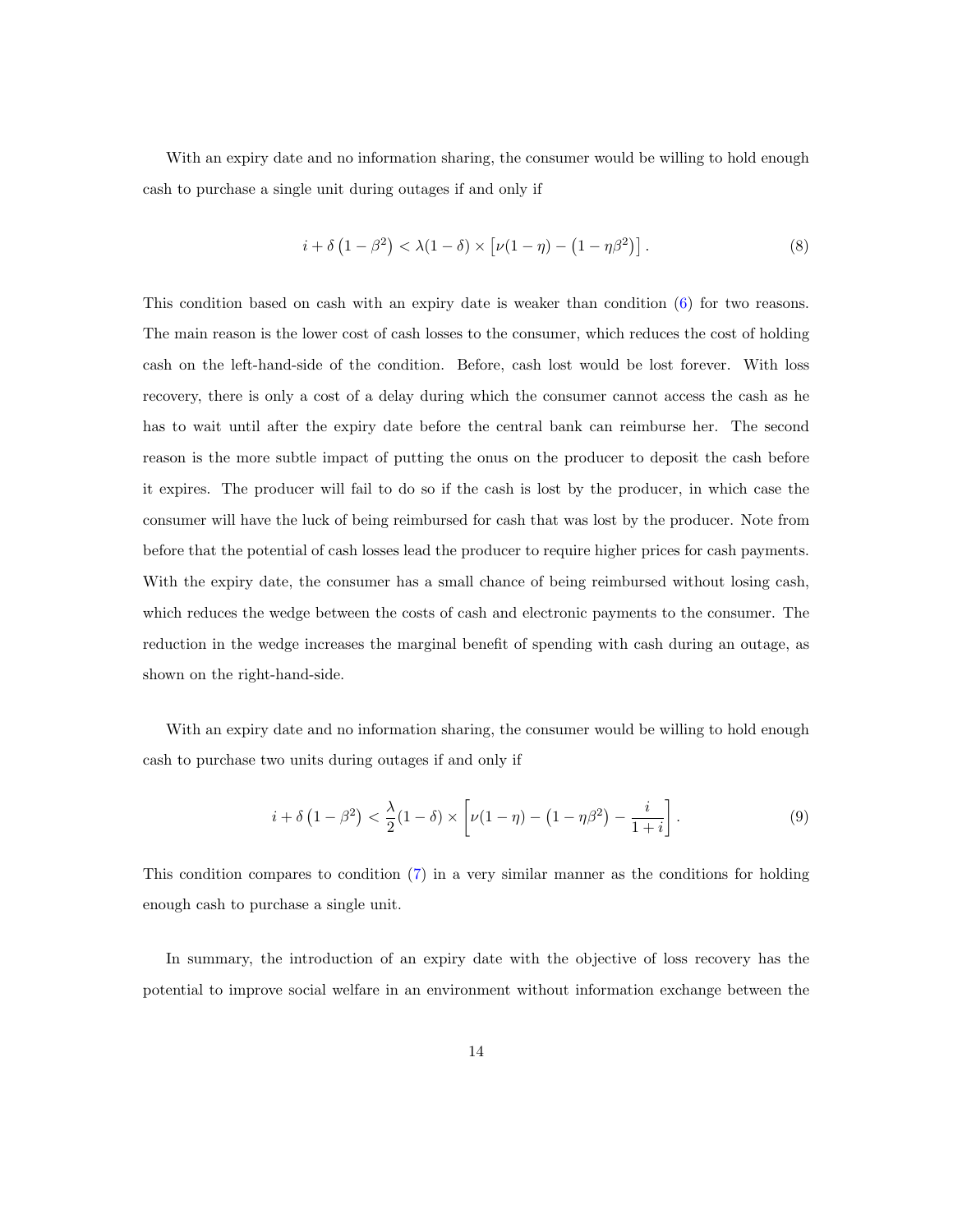With an expiry date and no information sharing, the consumer would be willing to hold enough cash to purchase a single unit during outages if and only if

$$i + \delta\left(1 - \beta^2\right) < \lambda(1 - \delta) \times \left[\nu(1 - \eta) - \left(1 - \eta\beta^2\right)\right]. \tag{8}$$

This condition based on cash with an expiry date is weaker than condition (6) for two reasons. The main reason is the lower cost of cash losses to the consumer, which reduces the cost of holding cash on the left-hand-side of the condition. Before, cash lost would be lost forever. With loss recovery, there is only a cost of a delay during which the consumer cannot access the cash as he has to wait until after the expiry date before the central bank can reimburse her. The second reason is the more subtle impact of putting the onus on the producer to deposit the cash before it expires. The producer will fail to do so if the cash is lost by the producer, in which case the consumer will have the luck of being reimbursed for cash that was lost by the producer. Note from before that the potential of cash losses lead the producer to require higher prices for cash payments. With the expiry date, the consumer has a small chance of being reimbursed without losing cash, which reduces the wedge between the costs of cash and electronic payments to the consumer. The reduction in the wedge increases the marginal benefit of spending with cash during an outage, as shown on the right-hand-side.

With an expiry date and no information sharing, the consumer would be willing to hold enough cash to purchase two units during outages if and only if

$$i + \delta\left(1 - \beta^2\right) < \frac{\lambda}{2}(1 - \delta) \times \left[\nu(1 - \eta) - \left(1 - \eta\beta^2\right) - \frac{i}{1 + i}\right]. \tag{9}$$

This condition compares to condition (7) in a very similar manner as the conditions for holding enough cash to purchase a single unit.

In summary, the introduction of an expiry date with the objective of loss recovery has the potential to improve social welfare in an environment without information exchange between the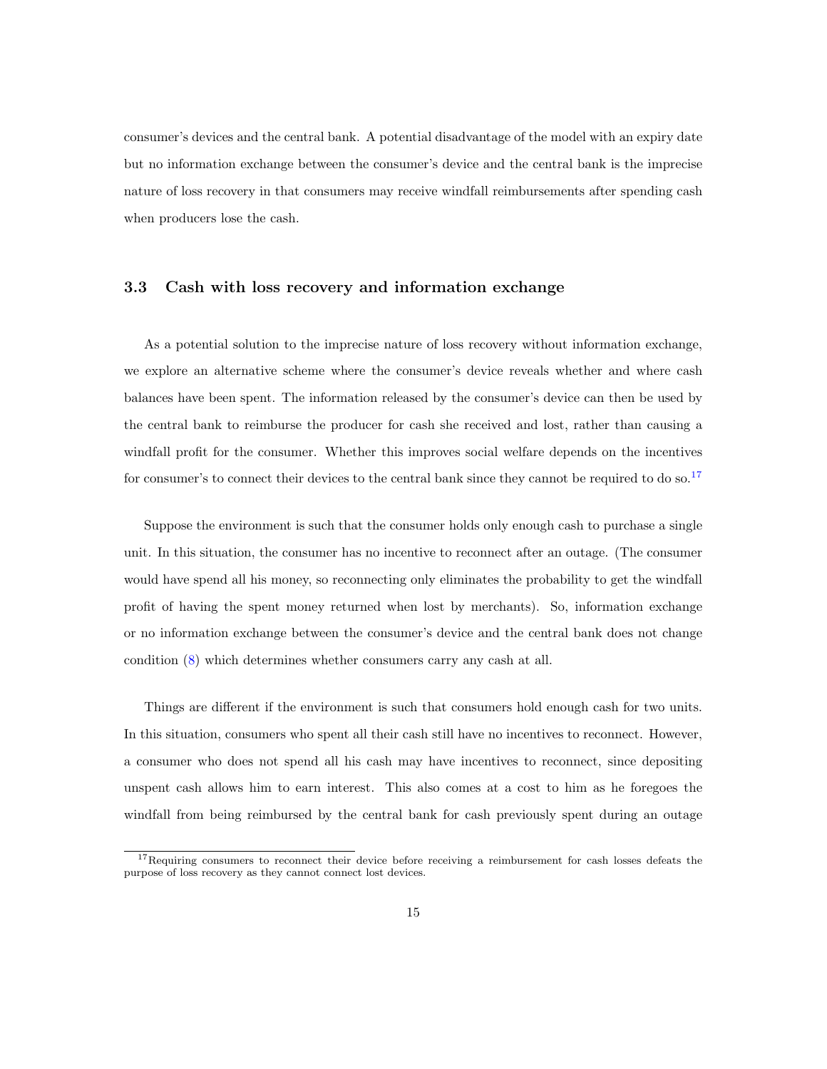consumer's devices and the central bank. A potential disadvantage of the model with an expiry date but no information exchange between the consumer's device and the central bank is the imprecise nature of loss recovery in that consumers may receive windfall reimbursements after spending cash when producers lose the cash.

### 3.3 Cash with loss recovery and information exchange

As a potential solution to the imprecise nature of loss recovery without information exchange, we explore an alternative scheme where the consumer's device reveals whether and where cash balances have been spent. The information released by the consumer's device can then be used by the central bank to reimburse the producer for cash she received and lost, rather than causing a windfall profit for the consumer. Whether this improves social welfare depends on the incentives for consumer's to connect their devices to the central bank since they cannot be required to do so.[17]

Suppose the environment is such that the consumer holds only enough cash to purchase a single unit. In this situation, the consumer has no incentive to reconnect after an outage. (The consumer would have spend all his money, so reconnecting only eliminates the probability to get the windfall profit of having the spent money returned when lost by merchants). So, information exchange or no information exchange between the consumer's device and the central bank does not change condition (8) which determines whether consumers carry any cash at all.

Things are different if the environment is such that consumers hold enough cash for two units. In this situation, consumers who spent all their cash still have no incentives to reconnect. However, a consumer who does not spend all his cash may have incentives to reconnect, since depositing unspent cash allows him to earn interest. This also comes at a cost to him as he foregoes the windfall from being reimbursed by the central bank for cash previously spent during an outage

[17] Requiring consumers to reconnect their device before receiving a reimbursement for cash losses defeats the purpose of loss recovery as they cannot connect lost devices.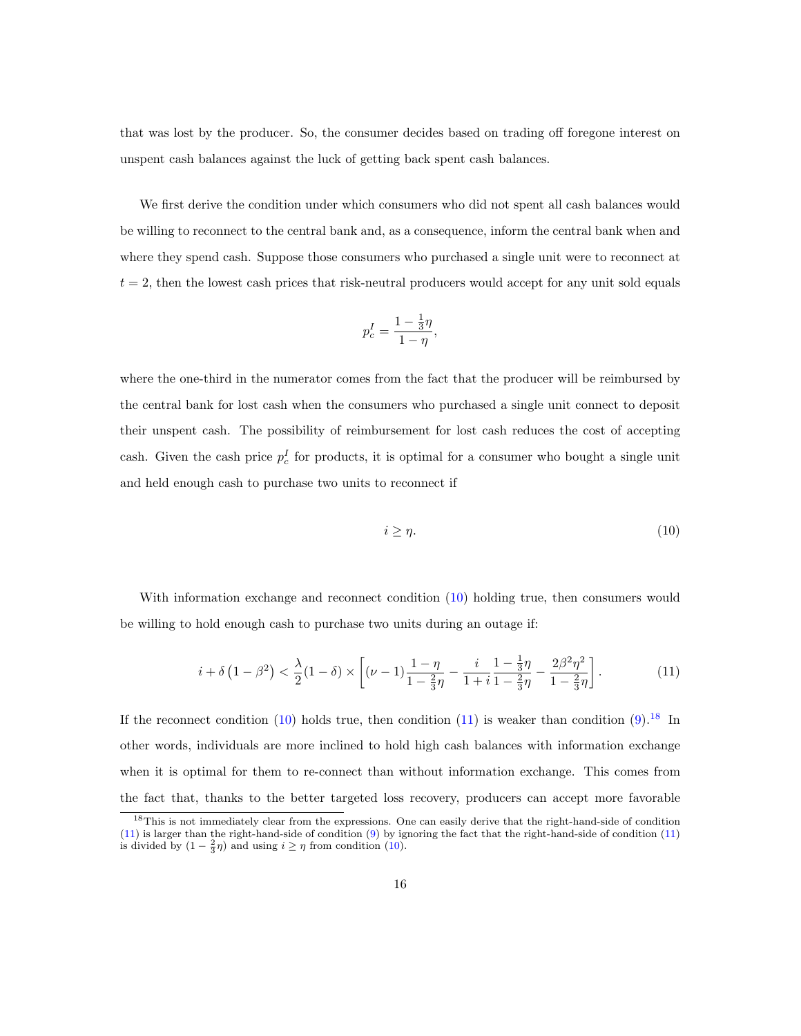that was lost by the producer. So, the consumer decides based on trading off foregone interest on unspent cash balances against the luck of getting back spent cash balances.

We first derive the condition under which consumers who did not spent all cash balances would be willing to reconnect to the central bank and, as a consequence, inform the central bank when and where they spend cash. Suppose those consumers who purchased a single unit were to reconnect at $t = 2$, then the lowest cash prices that risk-neutral producers would accept for any unit sold equals

$$p_c^I = \frac{1 - \frac{1}{3}\eta}{1 - \eta},$$

where the one-third in the numerator comes from the fact that the producer will be reimbursed by the central bank for lost cash when the consumers who purchased a single unit connect to deposit their unspent cash. The possibility of reimbursement for lost cash reduces the cost of accepting cash. Given the cash price $p_c^I$ for products, it is optimal for a consumer who bought a single unit and held enough cash to purchase two units to reconnect if

$$i \geq \eta. \tag{10}$$

With information exchange and reconnect condition (10) holding true, then consumers would be willing to hold enough cash to purchase two units during an outage if:

$$i + \delta\left(1 - \beta^2\right) < \frac{\lambda}{2}(1 - \delta) \times \left[(\nu - 1)\frac{1 - \eta}{1 - \frac{2}{3}\eta} - \frac{i}{1 + i}\frac{1 - \frac{1}{3}\eta}{1 - \frac{2}{3}\eta} - \frac{2\beta^2\eta^2}{1 - \frac{2}{3}\eta}\right]. \tag{11}$$

If the reconnect condition (10) holds true, then condition (11) is weaker than condition (9).[18] In other words, individuals are more inclined to hold high cash balances with information exchange when it is optimal for them to re-connect than without information exchange. This comes from the fact that, thanks to the better targeted loss recovery, producers can accept more favorable

[18] This is not immediately clear from the expressions. One can easily derive that the right-hand-side of condition (11) is larger than the right-hand-side of condition (9) by ignoring the fact that the right-hand-side of condition (11) is divided by $(1 - \frac{2}{3}\eta)$ and using $i \geq \eta$ from condition (10).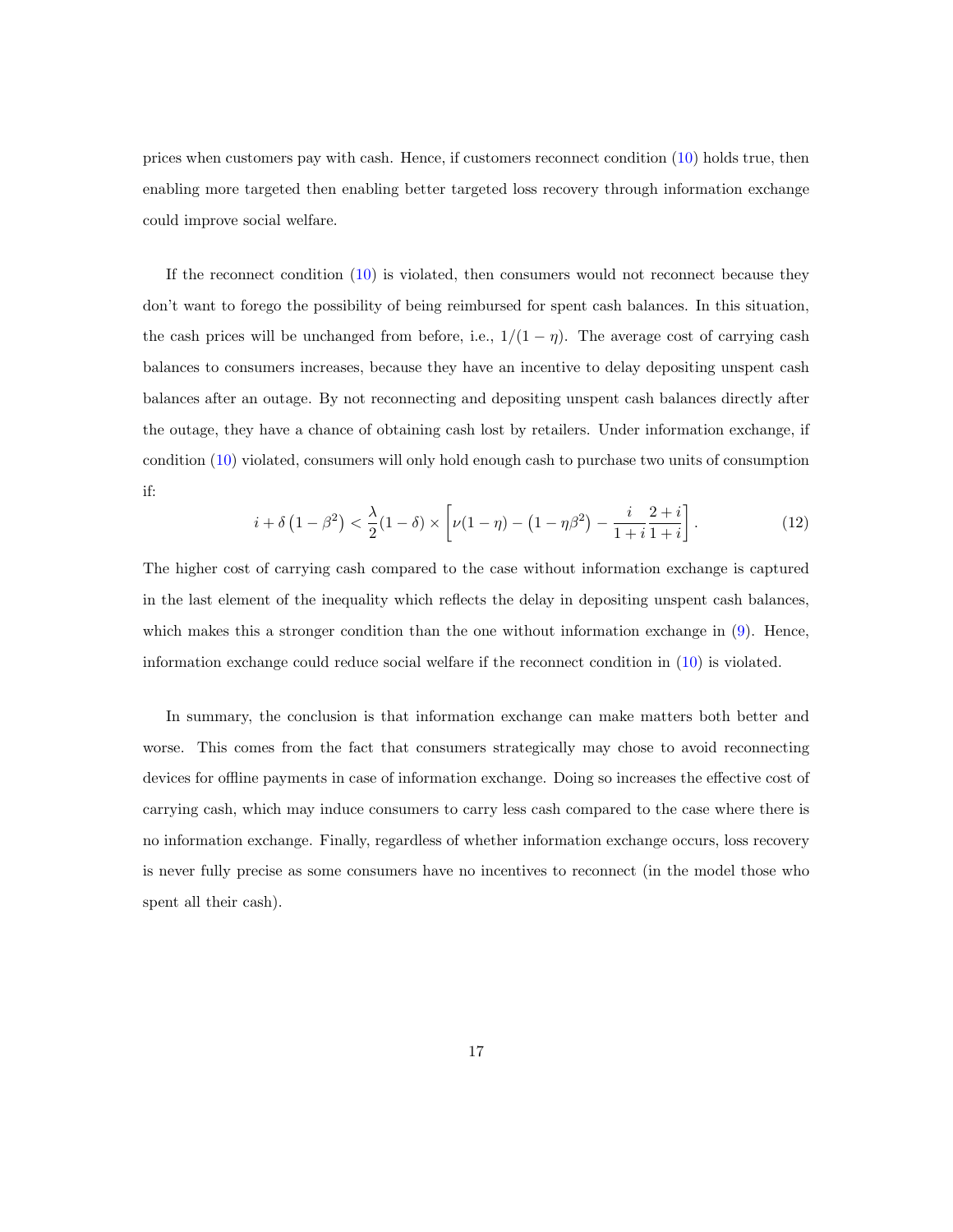prices when customers pay with cash. Hence, if customers reconnect condition (10) holds true, then enabling more targeted then enabling better targeted loss recovery through information exchange could improve social welfare.

If the reconnect condition (10) is violated, then consumers would not reconnect because they don't want to forego the possibility of being reimbursed for spent cash balances. In this situation, the cash prices will be unchanged from before, i.e., $1/(1-\eta)$. The average cost of carrying cash balances to consumers increases, because they have an incentive to delay depositing unspent cash balances after an outage. By not reconnecting and depositing unspent cash balances directly after the outage, they have a chance of obtaining cash lost by retailers. Under information exchange, if condition (10) violated, consumers will only hold enough cash to purchase two units of consumption if:

$$i + \delta\left(1 - \beta^2\right) < \frac{\lambda}{2}(1-\delta) \times \left[\nu(1-\eta) - \left(1 - \eta\beta^2\right) - \frac{i}{1+i}\frac{2+i}{1+i}\right]. \tag{12}$$

The higher cost of carrying cash compared to the case without information exchange is captured in the last element of the inequality which reflects the delay in depositing unspent cash balances, which makes this a stronger condition than the one without information exchange in (9). Hence, information exchange could reduce social welfare if the reconnect condition in (10) is violated.

In summary, the conclusion is that information exchange can make matters both better and worse. This comes from the fact that consumers strategically may chose to avoid reconnecting devices for offline payments in case of information exchange. Doing so increases the effective cost of carrying cash, which may induce consumers to carry less cash compared to the case where there is no information exchange. Finally, regardless of whether information exchange occurs, loss recovery is never fully precise as some consumers have no incentives to reconnect (in the model those who spent all their cash).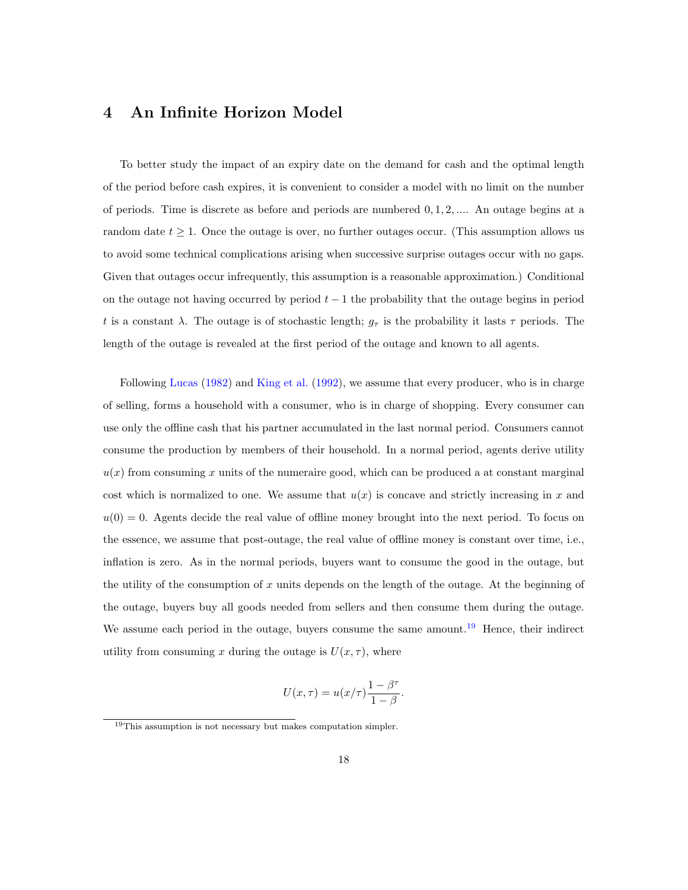## 4 An Infinite Horizon Model

To better study the impact of an expiry date on the demand for cash and the optimal length of the period before cash expires, it is convenient to consider a model with no limit on the number of periods. Time is discrete as before and periods are numbered $0, 1, 2, ...$. An outage begins at a random date $t \geq 1$. Once the outage is over, no further outages occur. (This assumption allows us to avoid some technical complications arising when successive surprise outages occur with no gaps. Given that outages occur infrequently, this assumption is a reasonable approximation.) Conditional on the outage not having occurred by period $t-1$ the probability that the outage begins in period $t$ is a constant $\lambda$. The outage is of stochastic length; $g_\tau$ is the probability it lasts $\tau$ periods. The length of the outage is revealed at the first period of the outage and known to all agents.

Following Lucas (1982) and King et al. (1992), we assume that every producer, who is in charge of selling, forms a household with a consumer, who is in charge of shopping. Every consumer can use only the offline cash that his partner accumulated in the last normal period. Consumers cannot consume the production by members of their household. In a normal period, agents derive utility $u(x)$ from consuming $x$ units of the numeraire good, which can be produced a at constant marginal cost which is normalized to one. We assume that $u(x)$ is concave and strictly increasing in $x$ and $u(0) = 0$. Agents decide the real value of offline money brought into the next period. To focus on the essence, we assume that post-outage, the real value of offline money is constant over time, i.e., inflation is zero. As in the normal periods, buyers want to consume the good in the outage, but the utility of the consumption of $x$ units depends on the length of the outage. At the beginning of the outage, buyers buy all goods needed from sellers and then consume them during the outage. We assume each period in the outage, buyers consume the same amount.[19] Hence, their indirect utility from consuming $x$ during the outage is $U(x, \tau)$, where

$$U(x, \tau) = u(x/\tau)\frac{1-\beta^\tau}{1-\beta}.$$

[19]This assumption is not necessary but makes computation simpler.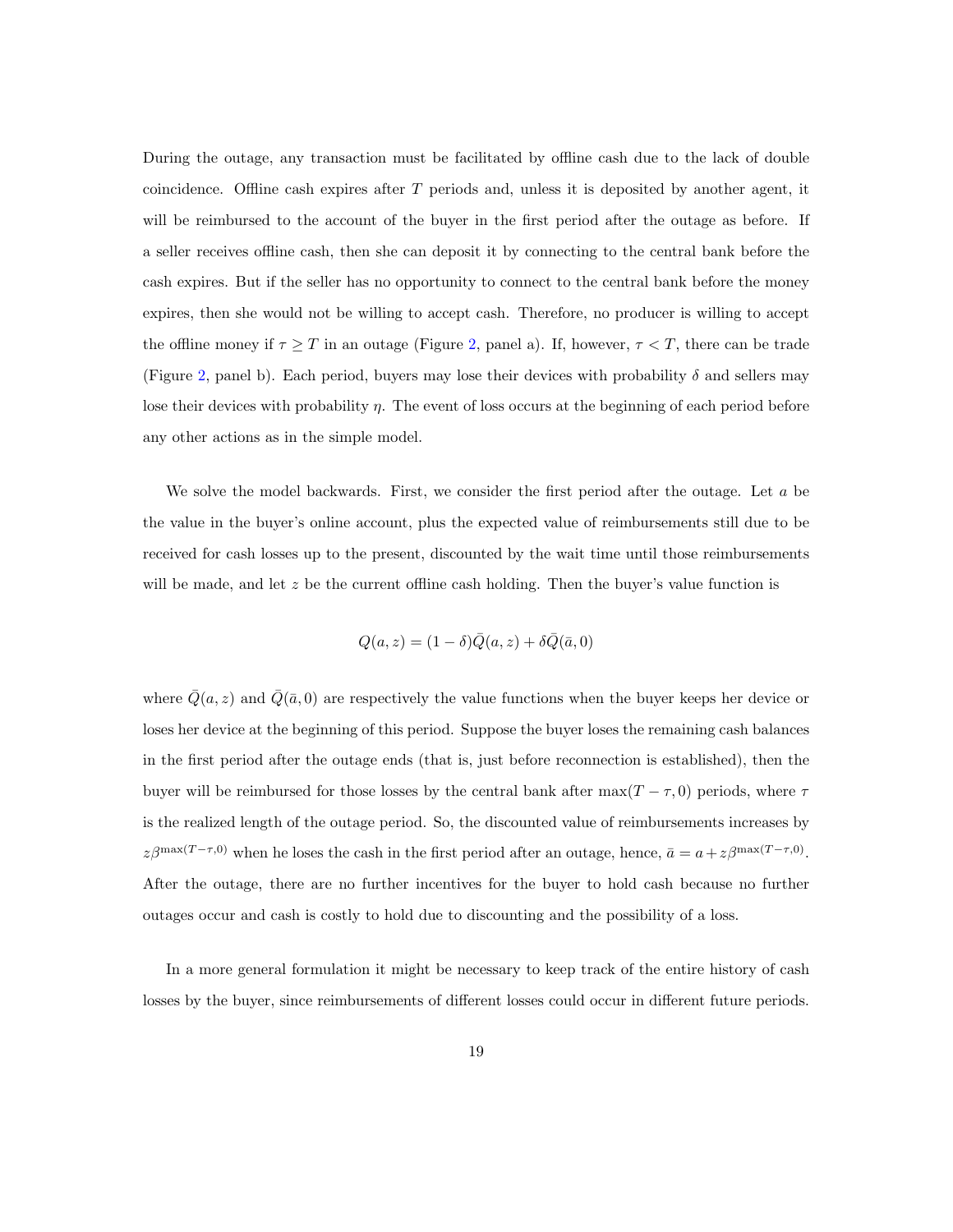During the outage, any transaction must be facilitated by offline cash due to the lack of double coincidence. Offline cash expires after $T$ periods and, unless it is deposited by another agent, it will be reimbursed to the account of the buyer in the first period after the outage as before. If a seller receives offline cash, then she can deposit it by connecting to the central bank before the cash expires. But if the seller has no opportunity to connect to the central bank before the money expires, then she would not be willing to accept cash. Therefore, no producer is willing to accept the offline money if $\tau \geq T$ in an outage (Figure 2, panel a). If, however, $\tau < T$, there can be trade (Figure 2, panel b). Each period, buyers may lose their devices with probability $\delta$ and sellers may lose their devices with probability $\eta$. The event of loss occurs at the beginning of each period before any other actions as in the simple model.

We solve the model backwards. First, we consider the first period after the outage. Let $a$ be the value in the buyer's online account, plus the expected value of reimbursements still due to be received for cash losses up to the present, discounted by the wait time until those reimbursements will be made, and let $z$ be the current offline cash holding. Then the buyer's value function is

$$Q(a, z) = (1 - \delta)\bar{Q}(a, z) + \delta\bar{Q}(\bar{a}, 0)$$

where $\bar{Q}(a, z)$ and $\bar{Q}(\bar{a}, 0)$ are respectively the value functions when the buyer keeps her device or loses her device at the beginning of this period. Suppose the buyer loses the remaining cash balances in the first period after the outage ends (that is, just before reconnection is established), then the buyer will be reimbursed for those losses by the central bank after $\max(T - \tau, 0)$ periods, where $\tau$ is the realized length of the outage period. So, the discounted value of reimbursements increases by $z\beta^{\max(T-\tau,0)}$ when he loses the cash in the first period after an outage, hence, $\bar{a} = a + z\beta^{\max(T-\tau,0)}$. After the outage, there are no further incentives for the buyer to hold cash because no further outages occur and cash is costly to hold due to discounting and the possibility of a loss.

In a more general formulation it might be necessary to keep track of the entire history of cash losses by the buyer, since reimbursements of different losses could occur in different future periods.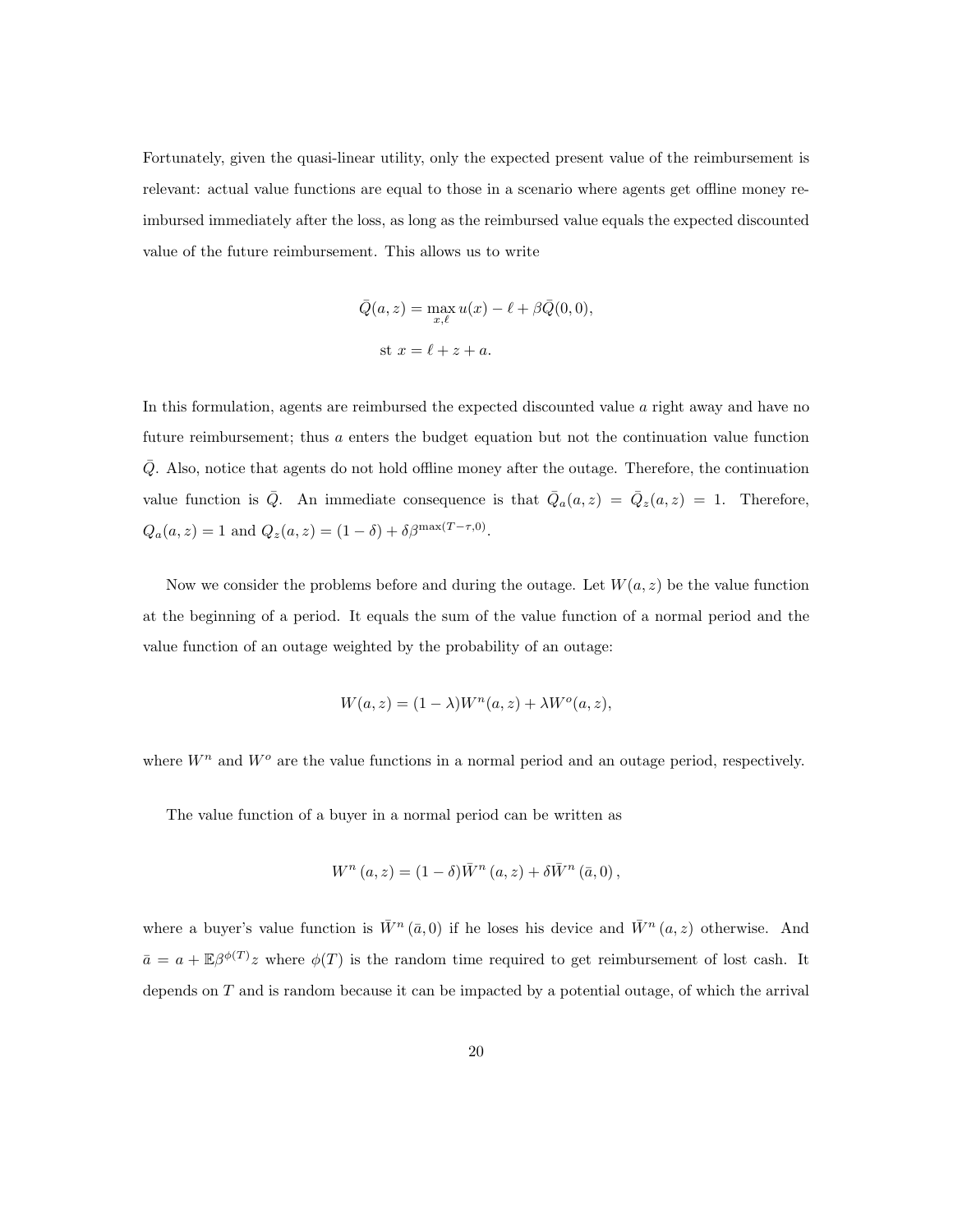Fortunately, given the quasi-linear utility, only the expected present value of the reimbursement is relevant: actual value functions are equal to those in a scenario where agents get offline money reimbursed immediately after the loss, as long as the reimbursed value equals the expected discounted value of the future reimbursement. This allows us to write

$$
\begin{aligned}
\bar{Q}(a,z) &= \max_{x,\ell} u(x) - \ell + \beta \bar{Q}(0,0), \\
\text{st } x &= \ell + z + a.
\end{aligned}
$$

In this formulation, agents are reimbursed the expected discounted value $a$ right away and have no future reimbursement; thus $a$ enters the budget equation but not the continuation value function $\bar{Q}$. Also, notice that agents do not hold offline money after the outage. Therefore, the continuation value function is $\bar{Q}$. An immediate consequence is that $\bar{Q}_a(a,z) = \bar{Q}_z(a,z) = 1$. Therefore, $Q_a(a,z) = 1$ and $Q_z(a,z) = (1-\delta) + \delta\beta^{\max(T-\tau,0)}$.

Now we consider the problems before and during the outage. Let $W(a,z)$ be the value function at the beginning of a period. It equals the sum of the value function of a normal period and the value function of an outage weighted by the probability of an outage:

$$
W(a,z) = (1-\lambda)W^n(a,z) + \lambda W^o(a,z),
$$

where $W^n$ and $W^o$ are the value functions in a normal period and an outage period, respectively.

The value function of a buyer in a normal period can be written as

$$
W^n(a,z) = (1-\delta)\bar{W}^n(a,z) + \delta \bar{W}^n(\bar{a},0),
$$

where a buyer's value function is $\bar{W}^n(\bar{a},0)$ if he loses his device and $\bar{W}^n(a,z)$ otherwise. And $\bar{a} = a + \mathbb{E}\beta^{\phi(T)}z$ where $\phi(T)$ is the random time required to get reimbursement of lost cash. It depends on $T$ and is random because it can be impacted by a potential outage, of which the arrival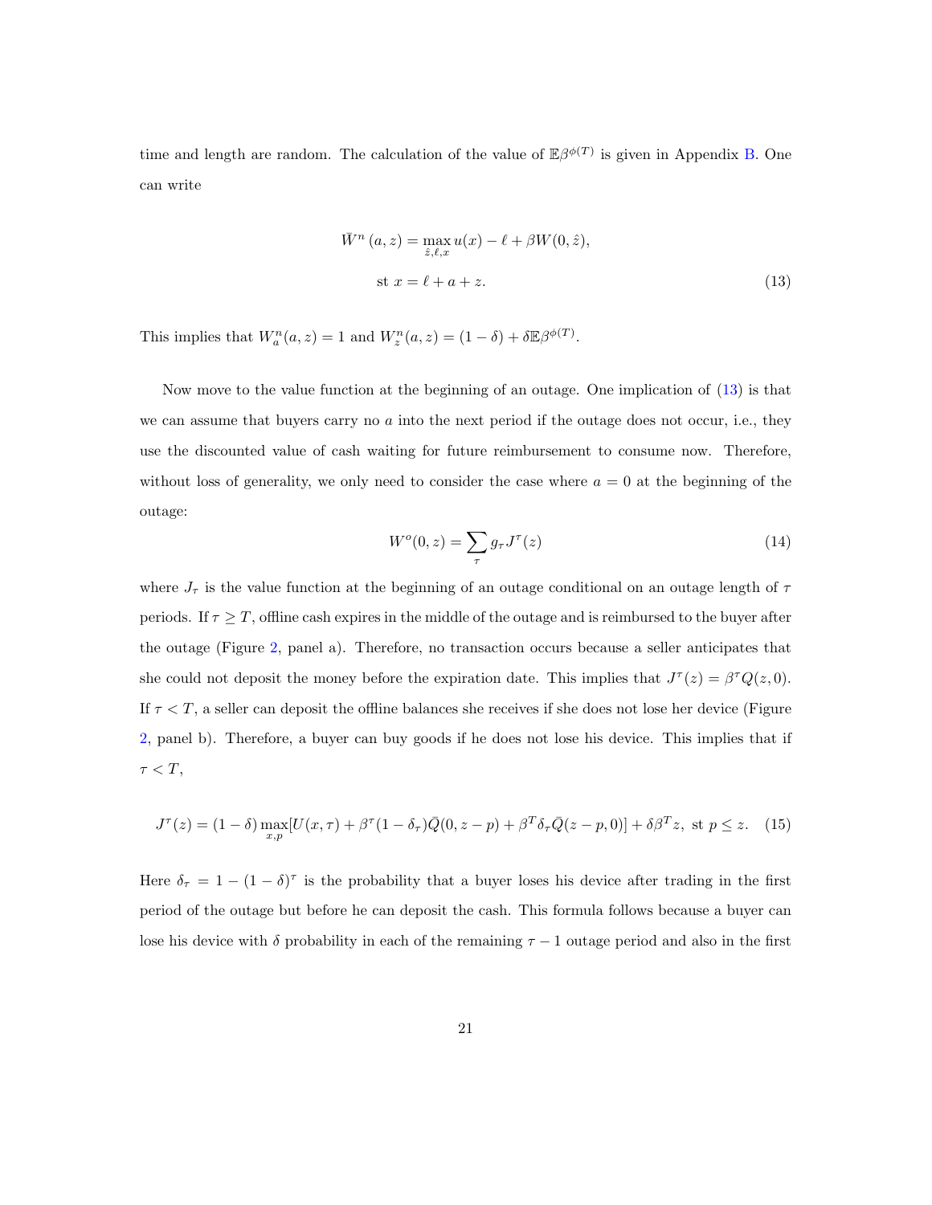time and length are random. The calculation of the value of $\mathbb{E}\beta^{\phi(T)}$ is given in Appendix B. One can write

$$\bar{W}^n(a, z) = \max_{\hat{z}, \ell, x} u(x) - \ell + \beta W(0, \hat{z}),$$
$$\text{st } x = \ell + a + z. \tag{13}$$

This implies that $W_a^n(a, z) = 1$ and $W_z^n(a, z) = (1 - \delta) + \delta \mathbb{E}\beta^{\phi(T)}$.

Now move to the value function at the beginning of an outage. One implication of (13) is that we can assume that buyers carry no $a$ into the next period if the outage does not occur, i.e., they use the discounted value of cash waiting for future reimbursement to consume now. Therefore, without loss of generality, we only need to consider the case where $a = 0$ at the beginning of the outage:

$$W^o(0, z) = \sum_{\tau} g_\tau J^\tau(z) \tag{14}$$

where $J_\tau$ is the value function at the beginning of an outage conditional on an outage length of $\tau$ periods. If $\tau \geq T$, offline cash expires in the middle of the outage and is reimbursed to the buyer after the outage (Figure 2, panel a). Therefore, no transaction occurs because a seller anticipates that she could not deposit the money before the expiration date. This implies that $J^\tau(z) = \beta^\tau Q(z, 0)$. If $\tau < T$, a seller can deposit the offline balances she receives if she does not lose her device (Figure 2, panel b). Therefore, a buyer can buy goods if he does not lose his device. This implies that if $\tau < T$,

$$J^\tau(z) = (1 - \delta) \max_{x, p} [U(x, \tau) + \beta^\tau (1 - \delta_\tau) \bar{Q}(0, z - p) + \beta^T \delta_\tau \bar{Q}(z - p, 0)] + \delta \beta^T z, \text{ st } p \leq z. \tag{15}$$

Here $\delta_\tau = 1 - (1 - \delta)^\tau$ is the probability that a buyer loses his device after trading in the first period of the outage but before he can deposit the cash. This formula follows because a buyer can lose his device with $\delta$ probability in each of the remaining $\tau - 1$ outage period and also in the first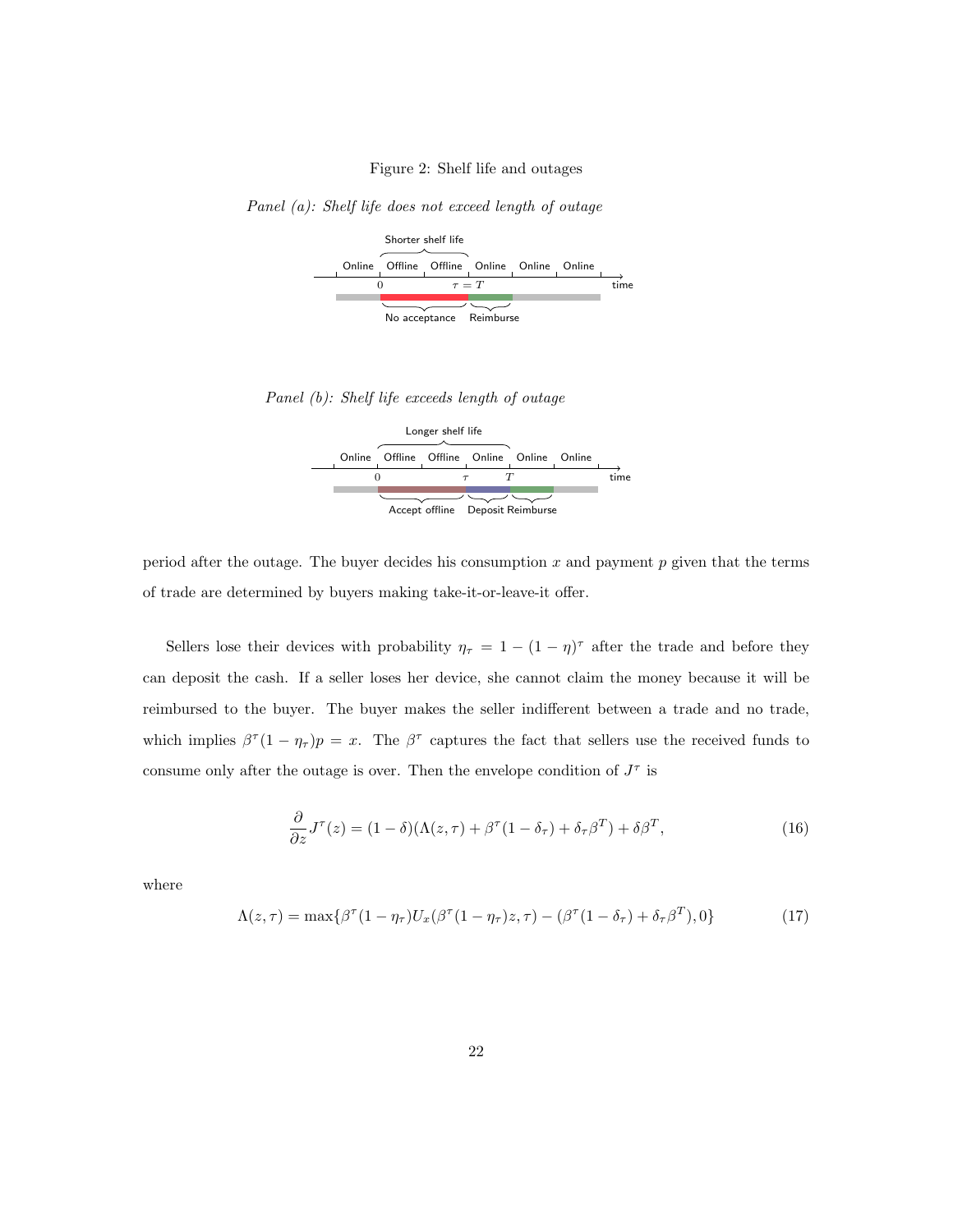Figure 2: Shelf life and outages

*Panel (a): Shelf life does not exceed length of outage*

*Panel (b): Shelf life exceeds length of outage*

period after the outage. The buyer decides his consumption $x$ and payment $p$ given that the terms of trade are determined by buyers making take-it-or-leave-it offer.

Sellers lose their devices with probability $\eta_\tau = 1 - (1-\eta)^\tau$ after the trade and before they can deposit the cash. If a seller loses her device, she cannot claim the money because it will be reimbursed to the buyer. The buyer makes the seller indifferent between a trade and no trade, which implies $\beta^\tau(1-\eta_\tau)p = x$. The $\beta^\tau$ captures the fact that sellers use the received funds to consume only after the outage is over. Then the envelope condition of $J^\tau$ is

$$\frac{\partial}{\partial z} J^\tau(z) = (1-\delta)(\Lambda(z,\tau) + \beta^\tau(1-\delta_\tau) + \delta_\tau \beta^T) + \delta\beta^T, \tag{16}$$

where

$$\Lambda(z,\tau) = \max\{\beta^\tau(1-\eta_\tau)U_x(\beta^\tau(1-\eta_\tau)z,\tau) - (\beta^\tau(1-\delta_\tau) + \delta_\tau\beta^T), 0\} \tag{17}$$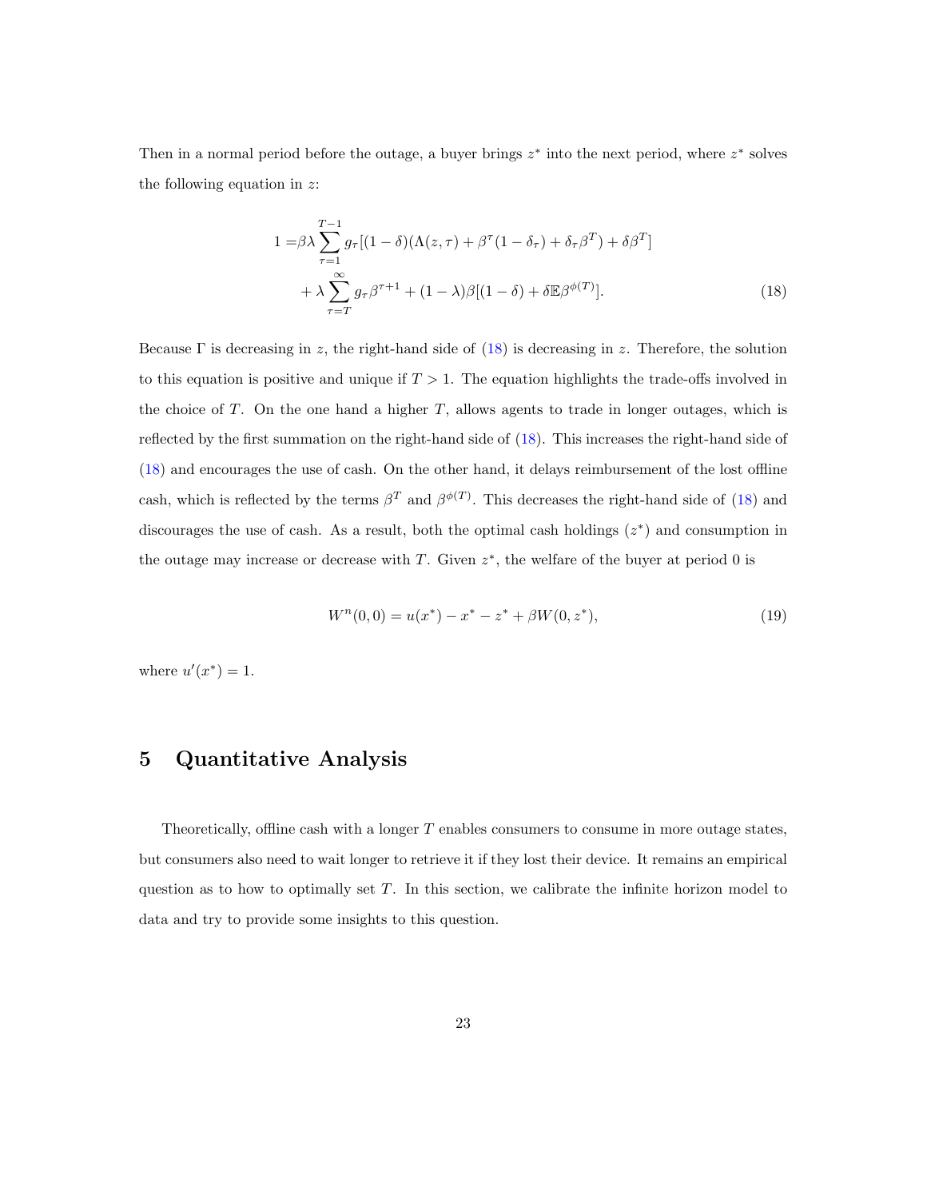Then in a normal period before the outage, a buyer brings $z^*$ into the next period, where $z^*$ solves the following equation in $z$:

$$
\begin{aligned}
1 =& \beta\lambda \sum_{\tau=1}^{T-1} g_\tau [(1-\delta)(\Lambda(z,\tau) + \beta^\tau(1-\delta_\tau) + \delta_\tau \beta^T) + \delta\beta^T] \\
&+ \lambda \sum_{\tau=T}^{\infty} g_\tau \beta^{\tau+1} + (1-\lambda)\beta[(1-\delta) + \delta \mathbb{E}\beta^{\phi(T)}].
\end{aligned} \tag{18}
$$

Because $\Gamma$ is decreasing in $z$, the right-hand side of (18) is decreasing in $z$. Therefore, the solution to this equation is positive and unique if $T > 1$. The equation highlights the trade-offs involved in the choice of $T$. On the one hand a higher $T$, allows agents to trade in longer outages, which is reflected by the first summation on the right-hand side of (18). This increases the right-hand side of (18) and encourages the use of cash. On the other hand, it delays reimbursement of the lost offline cash, which is reflected by the terms $\beta^T$ and $\beta^{\phi(T)}$. This decreases the right-hand side of (18) and discourages the use of cash. As a result, both the optimal cash holdings ($z^*$) and consumption in the outage may increase or decrease with $T$. Given $z^*$, the welfare of the buyer at period 0 is

$$
W^n(0,0) = u(x^*) - x^* - z^* + \beta W(0, z^*), \tag{19}
$$

where $u'(x^*) = 1$.

# 5 Quantitative Analysis

Theoretically, offline cash with a longer $T$ enables consumers to consume in more outage states, but consumers also need to wait longer to retrieve it if they lost their device. It remains an empirical question as to how to optimally set $T$. In this section, we calibrate the infinite horizon model to data and try to provide some insights to this question.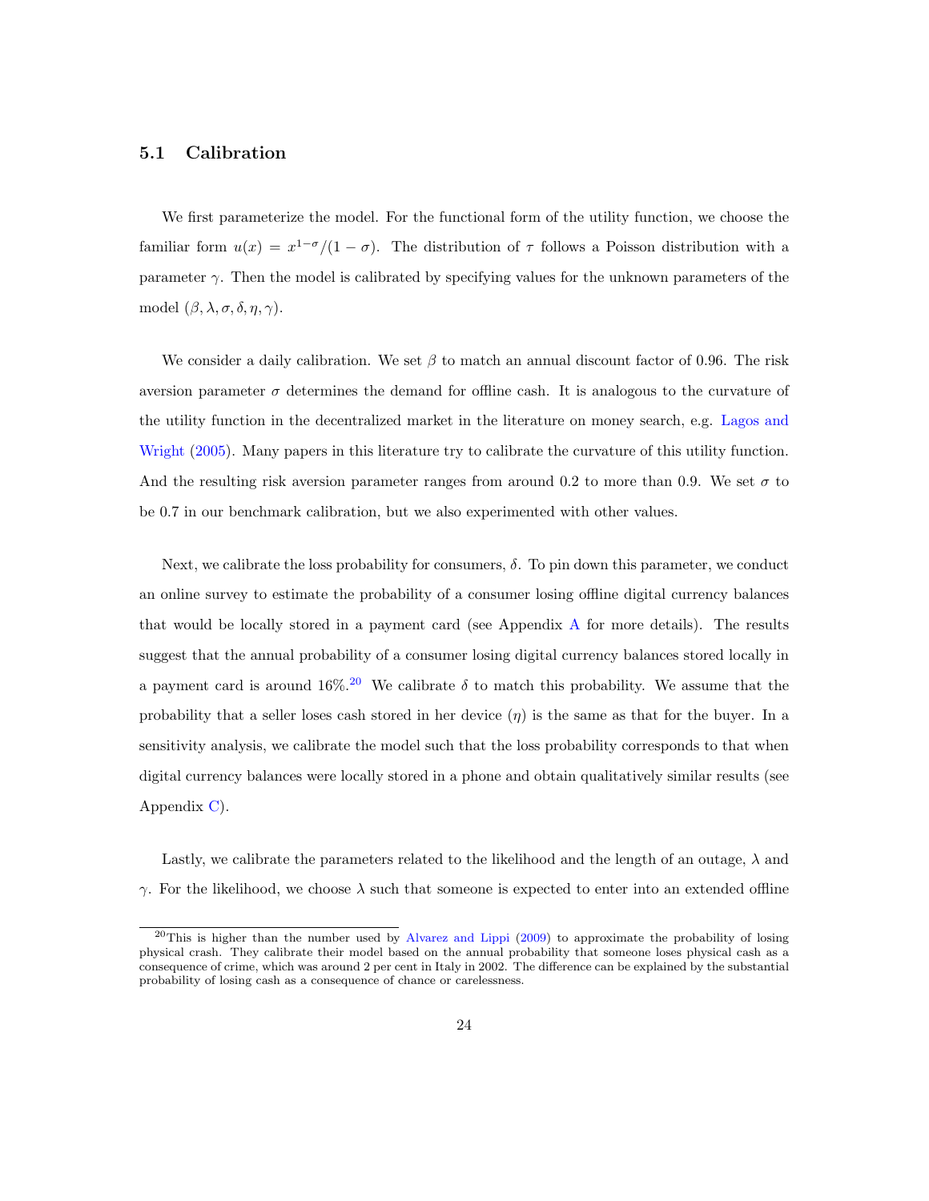### 5.1 Calibration

We first parameterize the model. For the functional form of the utility function, we choose the familiar form $u(x) = x^{1-\sigma}/(1-\sigma)$. The distribution of $\tau$ follows a Poisson distribution with a parameter $\gamma$. Then the model is calibrated by specifying values for the unknown parameters of the model $(\beta, \lambda, \sigma, \delta, \eta, \gamma)$.

We consider a daily calibration. We set $\beta$ to match an annual discount factor of 0.96. The risk aversion parameter $\sigma$ determines the demand for offline cash. It is analogous to the curvature of the utility function in the decentralized market in the literature on money search, e.g. Lagos and Wright (2005). Many papers in this literature try to calibrate the curvature of this utility function. And the resulting risk aversion parameter ranges from around 0.2 to more than 0.9. We set $\sigma$ to be 0.7 in our benchmark calibration, but we also experimented with other values.

Next, we calibrate the loss probability for consumers, $\delta$. To pin down this parameter, we conduct an online survey to estimate the probability of a consumer losing offline digital currency balances that would be locally stored in a payment card (see Appendix A for more details). The results suggest that the annual probability of a consumer losing digital currency balances stored locally in a payment card is around 16%.[20] We calibrate $\delta$ to match this probability. We assume that the probability that a seller loses cash stored in her device ($\eta$) is the same as that for the buyer. In a sensitivity analysis, we calibrate the model such that the loss probability corresponds to that when digital currency balances were locally stored in a phone and obtain qualitatively similar results (see Appendix C).

Lastly, we calibrate the parameters related to the likelihood and the length of an outage, $\lambda$ and $\gamma$. For the likelihood, we choose $\lambda$ such that someone is expected to enter into an extended offline

[20] This is higher than the number used by Alvarez and Lippi (2009) to approximate the probability of losing physical crash. They calibrate their model based on the annual probability that someone loses physical cash as a consequence of crime, which was around 2 per cent in Italy in 2002. The difference can be explained by the substantial probability of losing cash as a consequence of chance or carelessness.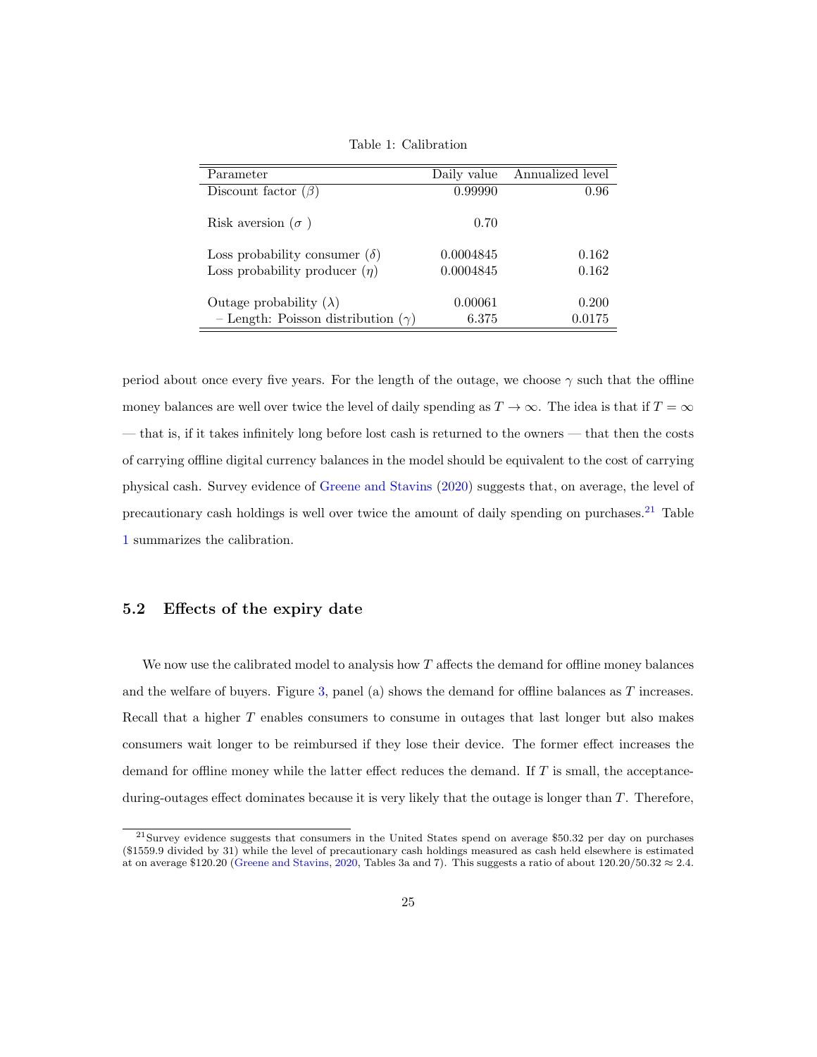Table 1: Calibration

| Parameter | Daily value | Annualized level |
|---|---|---|
| Discount factor ($\beta$) | 0.99990 | 0.96 |
| Risk aversion ($\sigma$ ) | 0.70 | |
| Loss probability consumer ($\delta$) | 0.0004845 | 0.162 |
| Loss probability producer ($\eta$) | 0.0004845 | 0.162 |
| Outage probability ($\lambda$) | 0.00061 | 0.200 |
| – Length: Poisson distribution ($\gamma$) | 6.375 | 0.0175 |

period about once every five years. For the length of the outage, we choose $\gamma$ such that the offline money balances are well over twice the level of daily spending as $T \to \infty$. The idea is that if $T = \infty$ — that is, if it takes infinitely long before lost cash is returned to the owners — that then the costs of carrying offline digital currency balances in the model should be equivalent to the cost of carrying physical cash. Survey evidence of Greene and Stavins (2020) suggests that, on average, the level of precautionary cash holdings is well over twice the amount of daily spending on purchases.[21] Table 1 summarizes the calibration.

## 5.2 Effects of the expiry date

We now use the calibrated model to analysis how $T$ affects the demand for offline money balances and the welfare of buyers. Figure 3, panel (a) shows the demand for offline balances as $T$ increases. Recall that a higher $T$ enables consumers to consume in outages that last longer but also makes consumers wait longer to be reimbursed if they lose their device. The former effect increases the demand for offline money while the latter effect reduces the demand. If $T$ is small, the acceptance-during-outages effect dominates because it is very likely that the outage is longer than $T$. Therefore,

[21] Survey evidence suggests that consumers in the United States spend on average \$50.32 per day on purchases (\$1559.9 divided by 31) while the level of precautionary cash holdings measured as cash held elsewhere is estimated at on average \$120.20 (Greene and Stavins, 2020, Tables 3a and 7). This suggests a ratio of about $120.20/50.32 \approx 2.4$.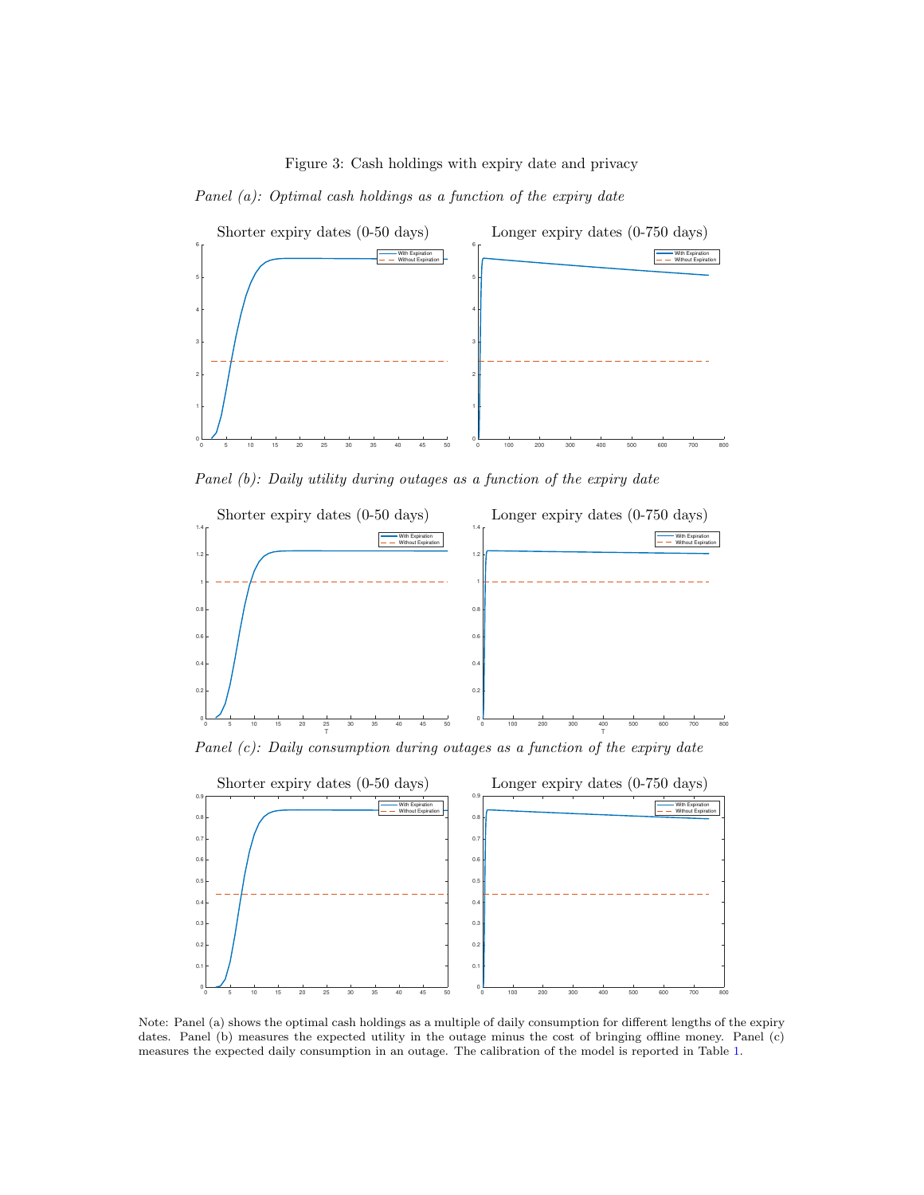Figure 3: Cash holdings with expiry date and privacy

*Panel (a): Optimal cash holdings as a function of the expiry date*

*Panel (b): Daily utility during outages as a function of the expiry date*

*Panel (c): Daily consumption during outages as a function of the expiry date*

Note: Panel (a) shows the optimal cash holdings as a multiple of daily consumption for different lengths of the expiry dates. Panel (b) measures the expected utility in the outage minus the cost of bringing offline money. Panel (c) measures the expected daily consumption in an outage. The calibration of the model is reported in Table 1.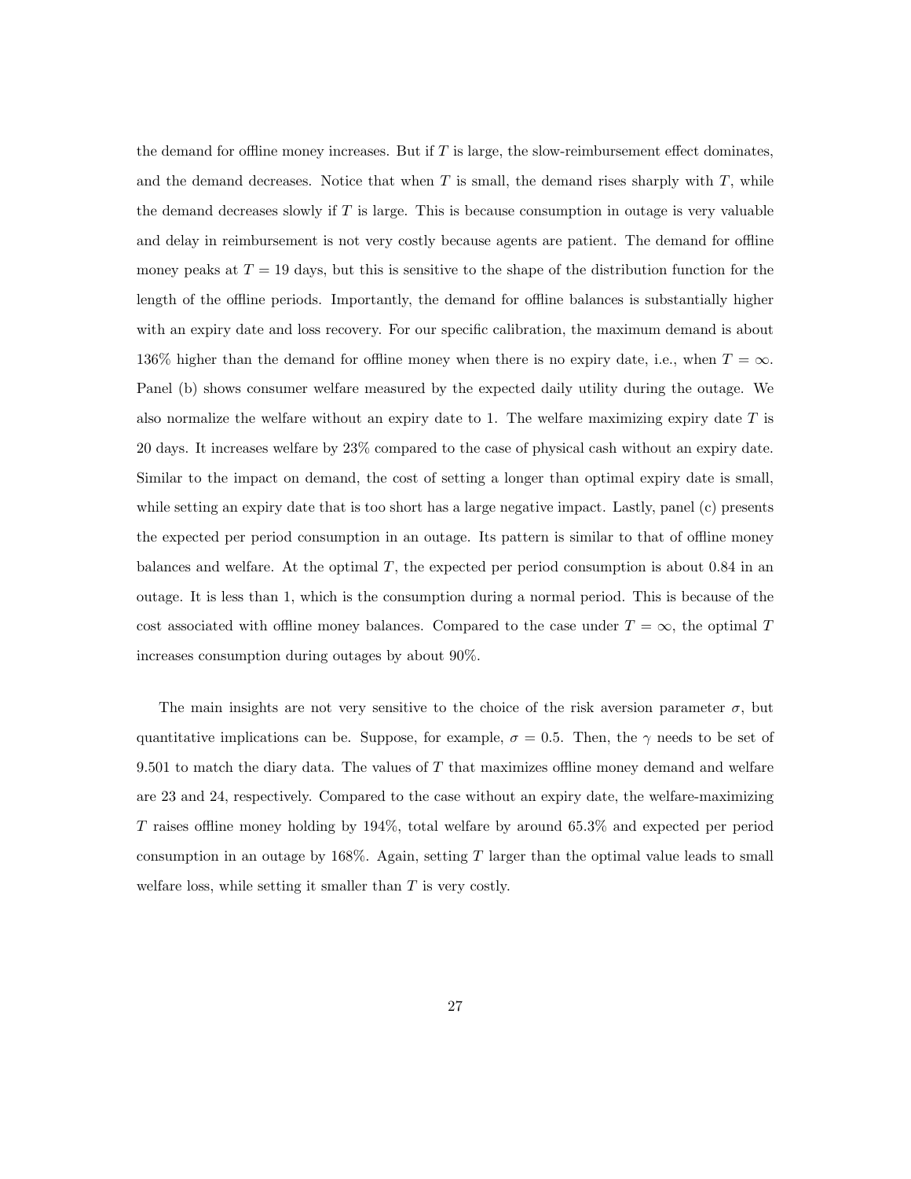the demand for offline money increases. But if $T$ is large, the slow-reimbursement effect dominates, and the demand decreases. Notice that when $T$ is small, the demand rises sharply with $T$, while the demand decreases slowly if $T$ is large. This is because consumption in outage is very valuable and delay in reimbursement is not very costly because agents are patient. The demand for offline money peaks at $T = 19$ days, but this is sensitive to the shape of the distribution function for the length of the offline periods. Importantly, the demand for offline balances is substantially higher with an expiry date and loss recovery. For our specific calibration, the maximum demand is about 136% higher than the demand for offline money when there is no expiry date, i.e., when $T = \infty$. Panel (b) shows consumer welfare measured by the expected daily utility during the outage. We also normalize the welfare without an expiry date to 1. The welfare maximizing expiry date $T$ is 20 days. It increases welfare by 23% compared to the case of physical cash without an expiry date. Similar to the impact on demand, the cost of setting a longer than optimal expiry date is small, while setting an expiry date that is too short has a large negative impact. Lastly, panel (c) presents the expected per period consumption in an outage. Its pattern is similar to that of offline money balances and welfare. At the optimal $T$, the expected per period consumption is about 0.84 in an outage. It is less than 1, which is the consumption during a normal period. This is because of the cost associated with offline money balances. Compared to the case under $T = \infty$, the optimal $T$ increases consumption during outages by about 90%.

The main insights are not very sensitive to the choice of the risk aversion parameter $\sigma$, but quantitative implications can be. Suppose, for example, $\sigma = 0.5$. Then, the $\gamma$ needs to be set of 9.501 to match the diary data. The values of $T$ that maximizes offline money demand and welfare are 23 and 24, respectively. Compared to the case without an expiry date, the welfare-maximizing $T$ raises offline money holding by 194%, total welfare by around 65.3% and expected per period consumption in an outage by 168%. Again, setting $T$ larger than the optimal value leads to small welfare loss, while setting it smaller than $T$ is very costly.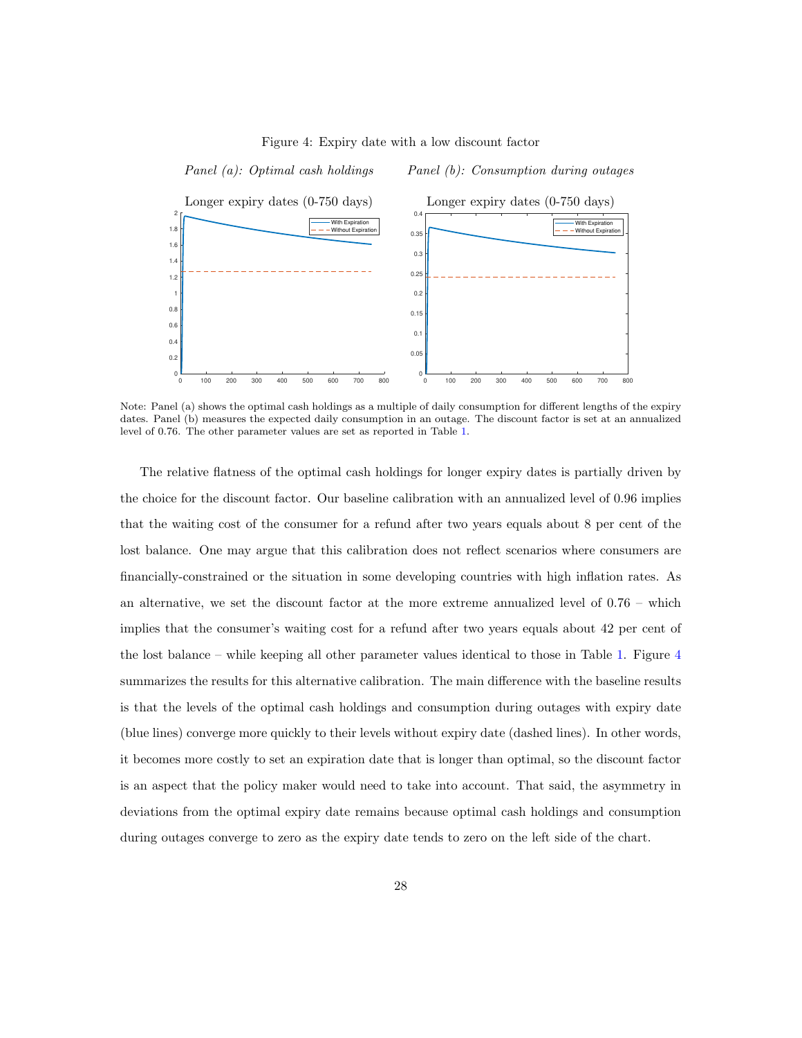Figure 4: Expiry date with a low discount factor

*Panel (a): Optimal cash holdings* *Panel (b): Consumption during outages*

Note: Panel (a) shows the optimal cash holdings as a multiple of daily consumption for different lengths of the expiry dates. Panel (b) measures the expected daily consumption in an outage. The discount factor is set at an annualized level of 0.76. The other parameter values are set as reported in Table 1.

The relative flatness of the optimal cash holdings for longer expiry dates is partially driven by the choice for the discount factor. Our baseline calibration with an annualized level of 0.96 implies that the waiting cost of the consumer for a refund after two years equals about 8 per cent of the lost balance. One may argue that this calibration does not reflect scenarios where consumers are financially-constrained or the situation in some developing countries with high inflation rates. As an alternative, we set the discount factor at the more extreme annualized level of 0.76 – which implies that the consumer's waiting cost for a refund after two years equals about 42 per cent of the lost balance – while keeping all other parameter values identical to those in Table 1. Figure 4 summarizes the results for this alternative calibration. The main difference with the baseline results is that the levels of the optimal cash holdings and consumption during outages with expiry date (blue lines) converge more quickly to their levels without expiry date (dashed lines). In other words, it becomes more costly to set an expiration date that is longer than optimal, so the discount factor is an aspect that the policy maker would need to take into account. That said, the asymmetry in deviations from the optimal expiry date remains because optimal cash holdings and consumption during outages converge to zero as the expiry date tends to zero on the left side of the chart.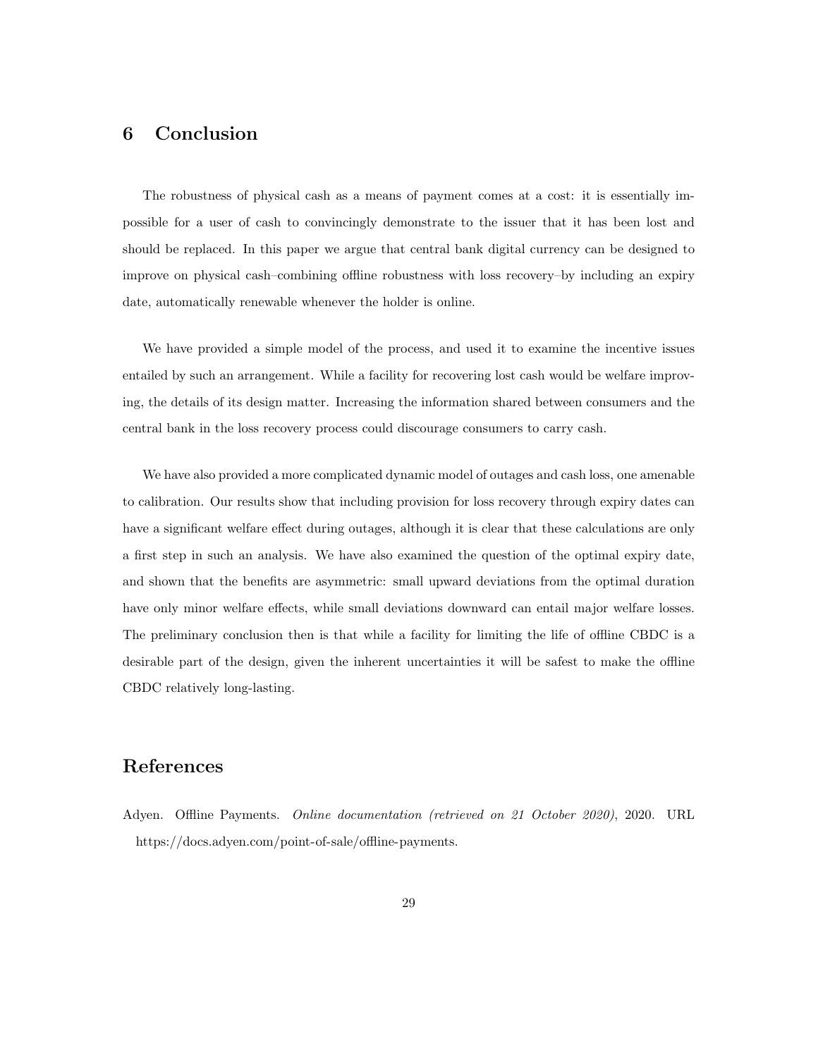## 6 Conclusion

The robustness of physical cash as a means of payment comes at a cost: it is essentially impossible for a user of cash to convincingly demonstrate to the issuer that it has been lost and should be replaced. In this paper we argue that central bank digital currency can be designed to improve on physical cash–combining offline robustness with loss recovery–by including an expiry date, automatically renewable whenever the holder is online.

We have provided a simple model of the process, and used it to examine the incentive issues entailed by such an arrangement. While a facility for recovering lost cash would be welfare improving, the details of its design matter. Increasing the information shared between consumers and the central bank in the loss recovery process could discourage consumers to carry cash.

We have also provided a more complicated dynamic model of outages and cash loss, one amenable to calibration. Our results show that including provision for loss recovery through expiry dates can have a significant welfare effect during outages, although it is clear that these calculations are only a first step in such an analysis. We have also examined the question of the optimal expiry date, and shown that the benefits are asymmetric: small upward deviations from the optimal duration have only minor welfare effects, while small deviations downward can entail major welfare losses. The preliminary conclusion then is that while a facility for limiting the life of offline CBDC is a desirable part of the design, given the inherent uncertainties it will be safest to make the offline CBDC relatively long-lasting.

## References

Adyen. Offline Payments. *Online documentation (retrieved on 21 October 2020)*, 2020. URL https://docs.adyen.com/point-of-sale/offline-payments.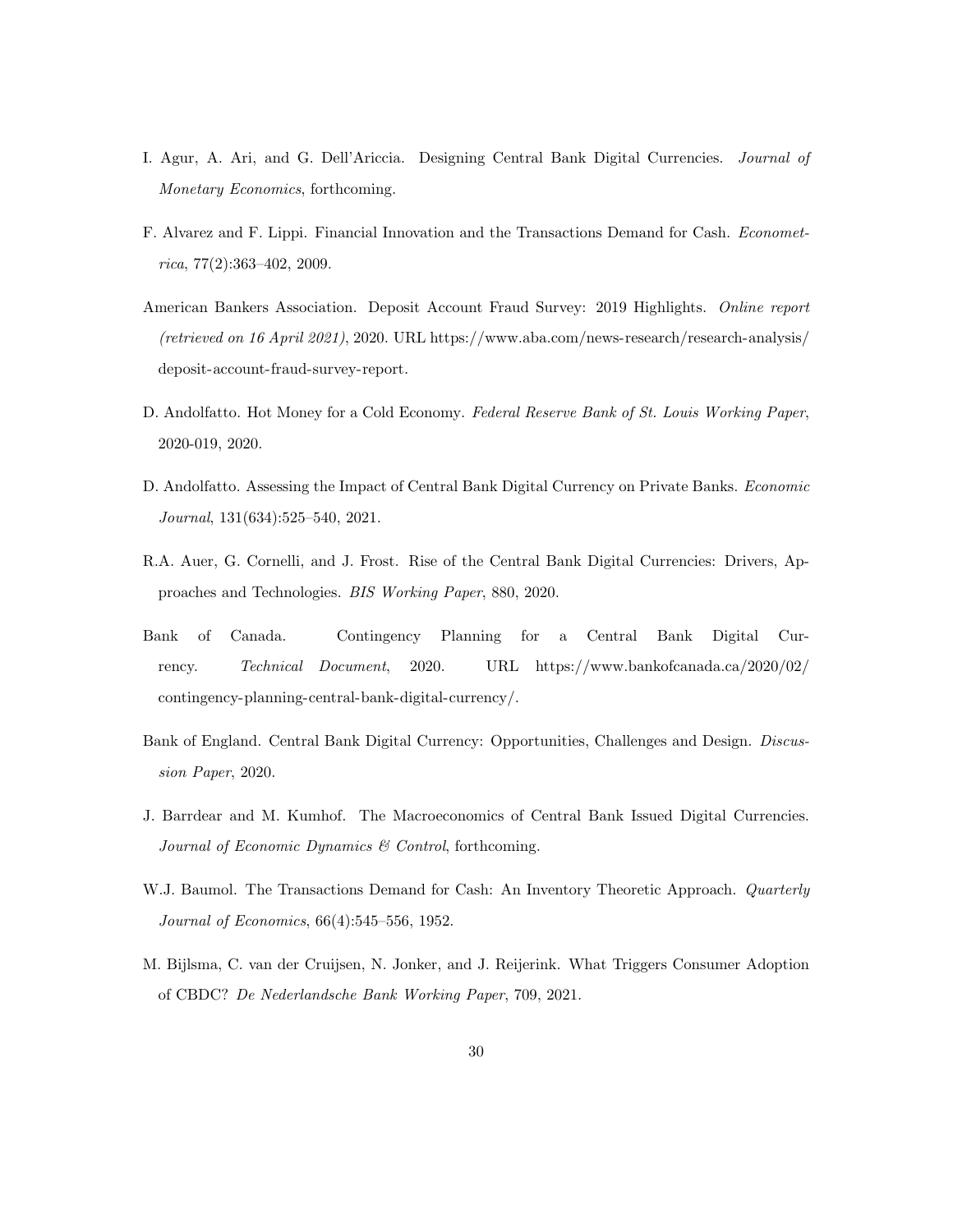I. Agur, A. Ari, and G. Dell'Ariccia. Designing Central Bank Digital Currencies. *Journal of Monetary Economics*, forthcoming.

F. Alvarez and F. Lippi. Financial Innovation and the Transactions Demand for Cash. *Econometrica*, 77(2):363–402, 2009.

American Bankers Association. Deposit Account Fraud Survey: 2019 Highlights. *Online report (retrieved on 16 April 2021)*, 2020. URL https://www.aba.com/news-research/research-analysis/deposit-account-fraud-survey-report.

D. Andolfatto. Hot Money for a Cold Economy. *Federal Reserve Bank of St. Louis Working Paper*, 2020-019, 2020.

D. Andolfatto. Assessing the Impact of Central Bank Digital Currency on Private Banks. *Economic Journal*, 131(634):525–540, 2021.

R.A. Auer, G. Cornelli, and J. Frost. Rise of the Central Bank Digital Currencies: Drivers, Approaches and Technologies. *BIS Working Paper*, 880, 2020.

Bank of Canada. Contingency Planning for a Central Bank Digital Currency. *Technical Document*, 2020. URL https://www.bankofcanada.ca/2020/02/contingency-planning-central-bank-digital-currency/.

Bank of England. Central Bank Digital Currency: Opportunities, Challenges and Design. *Discussion Paper*, 2020.

J. Barrdear and M. Kumhof. The Macroeconomics of Central Bank Issued Digital Currencies. *Journal of Economic Dynamics & Control*, forthcoming.

W.J. Baumol. The Transactions Demand for Cash: An Inventory Theoretic Approach. *Quarterly Journal of Economics*, 66(4):545–556, 1952.

M. Bijlsma, C. van der Cruijsen, N. Jonker, and J. Reijerink. What Triggers Consumer Adoption of CBDC? *De Nederlandsche Bank Working Paper*, 709, 2021.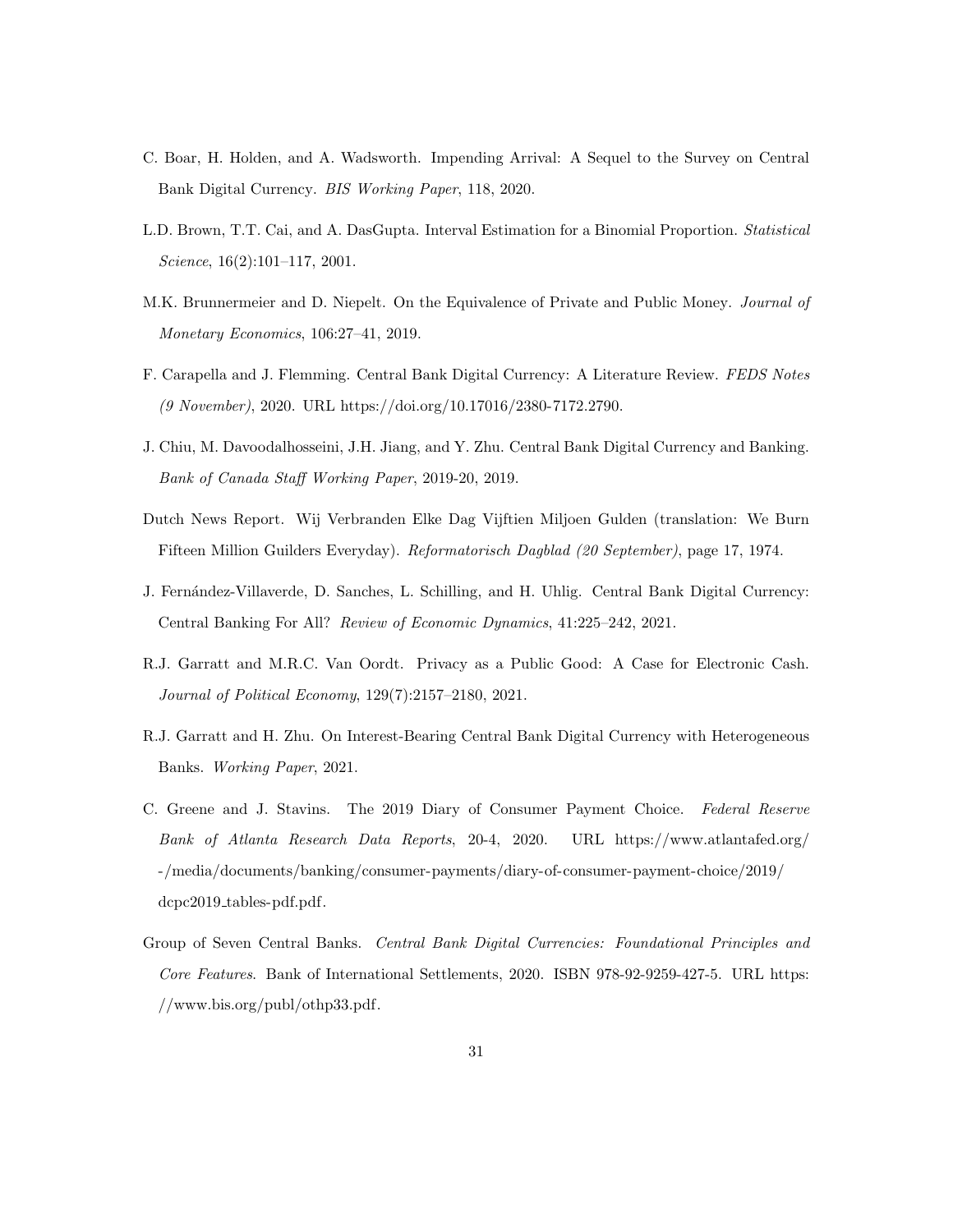C. Boar, H. Holden, and A. Wadsworth. Impending Arrival: A Sequel to the Survey on Central Bank Digital Currency. *BIS Working Paper*, 118, 2020.

L.D. Brown, T.T. Cai, and A. DasGupta. Interval Estimation for a Binomial Proportion. *Statistical Science*, 16(2):101–117, 2001.

M.K. Brunnermeier and D. Niepelt. On the Equivalence of Private and Public Money. *Journal of Monetary Economics*, 106:27–41, 2019.

F. Carapella and J. Flemming. Central Bank Digital Currency: A Literature Review. *FEDS Notes (9 November)*, 2020. URL https://doi.org/10.17016/2380-7172.2790.

J. Chiu, M. Davoodalhosseini, J.H. Jiang, and Y. Zhu. Central Bank Digital Currency and Banking. *Bank of Canada Staff Working Paper*, 2019-20, 2019.

Dutch News Report. Wij Verbranden Elke Dag Vijftien Miljoen Gulden (translation: We Burn Fifteen Million Guilders Everyday). *Reformatorisch Dagblad (20 September)*, page 17, 1974.

J. Fernández-Villaverde, D. Sanches, L. Schilling, and H. Uhlig. Central Bank Digital Currency: Central Banking For All? *Review of Economic Dynamics*, 41:225–242, 2021.

R.J. Garratt and M.R.C. Van Oordt. Privacy as a Public Good: A Case for Electronic Cash. *Journal of Political Economy*, 129(7):2157–2180, 2021.

R.J. Garratt and H. Zhu. On Interest-Bearing Central Bank Digital Currency with Heterogeneous Banks. *Working Paper*, 2021.

C. Greene and J. Stavins. The 2019 Diary of Consumer Payment Choice. *Federal Reserve Bank of Atlanta Research Data Reports*, 20-4, 2020. URL https://www.atlantafed.org/-/media/documents/banking/consumer-payments/diary-of-consumer-payment-choice/2019/dcpc2019_tables-pdf.pdf.

Group of Seven Central Banks. *Central Bank Digital Currencies: Foundational Principles and Core Features*. Bank of International Settlements, 2020. ISBN 978-92-9259-427-5. URL https://www.bis.org/publ/othp33.pdf.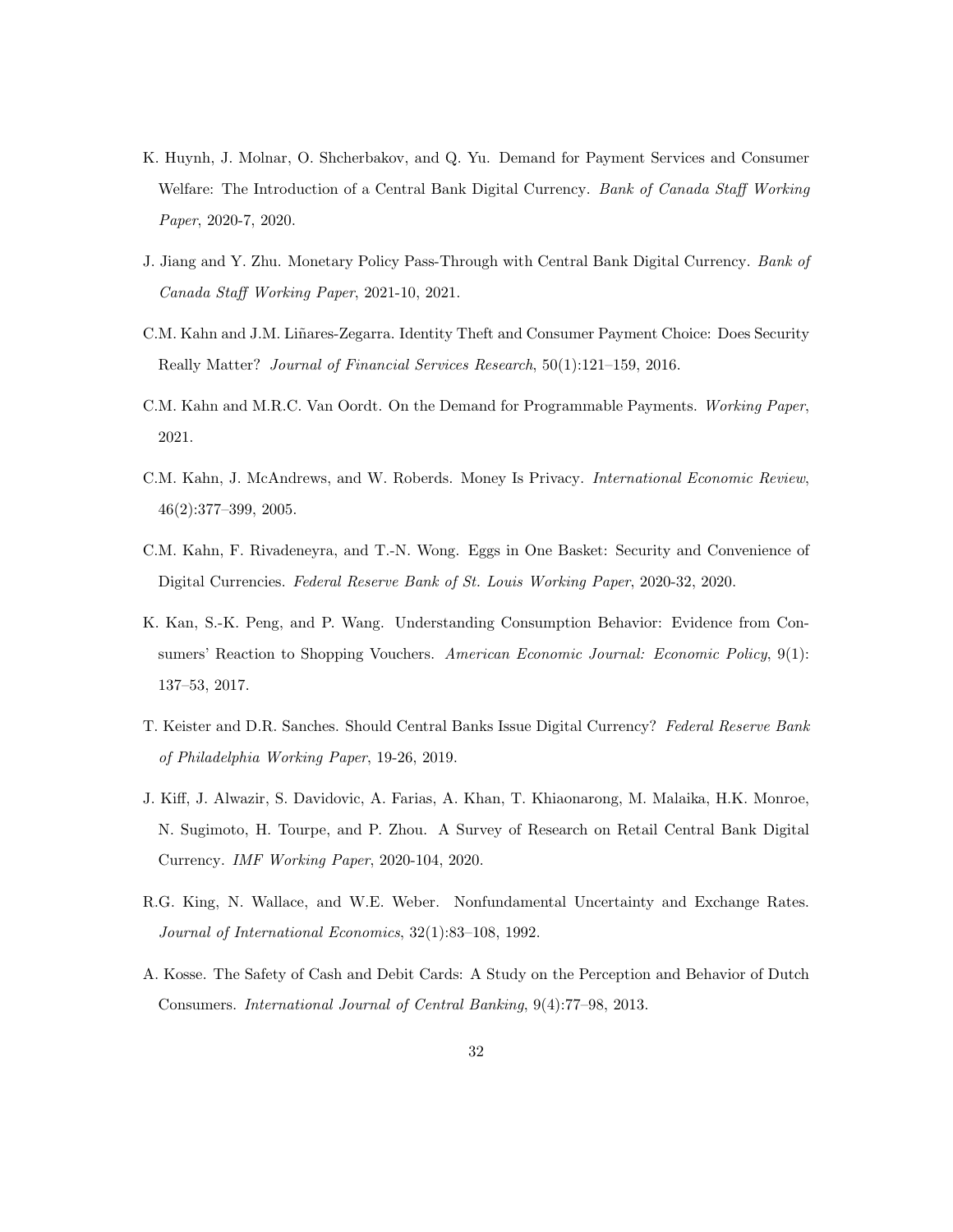K. Huynh, J. Molnar, O. Shcherbakov, and Q. Yu. Demand for Payment Services and Consumer Welfare: The Introduction of a Central Bank Digital Currency. *Bank of Canada Staff Working Paper*, 2020-7, 2020.

J. Jiang and Y. Zhu. Monetary Policy Pass-Through with Central Bank Digital Currency. *Bank of Canada Staff Working Paper*, 2021-10, 2021.

C.M. Kahn and J.M. Liñares-Zegarra. Identity Theft and Consumer Payment Choice: Does Security Really Matter? *Journal of Financial Services Research*, 50(1):121–159, 2016.

C.M. Kahn and M.R.C. Van Oordt. On the Demand for Programmable Payments. *Working Paper*, 2021.

C.M. Kahn, J. McAndrews, and W. Roberds. Money Is Privacy. *International Economic Review*, 46(2):377–399, 2005.

C.M. Kahn, F. Rivadeneyra, and T.-N. Wong. Eggs in One Basket: Security and Convenience of Digital Currencies. *Federal Reserve Bank of St. Louis Working Paper*, 2020-32, 2020.

K. Kan, S.-K. Peng, and P. Wang. Understanding Consumption Behavior: Evidence from Consumers' Reaction to Shopping Vouchers. *American Economic Journal: Economic Policy*, 9(1): 137–53, 2017.

T. Keister and D.R. Sanches. Should Central Banks Issue Digital Currency? *Federal Reserve Bank of Philadelphia Working Paper*, 19-26, 2019.

J. Kiff, J. Alwazir, S. Davidovic, A. Farias, A. Khan, T. Khiaonarong, M. Malaika, H.K. Monroe, N. Sugimoto, H. Tourpe, and P. Zhou. A Survey of Research on Retail Central Bank Digital Currency. *IMF Working Paper*, 2020-104, 2020.

R.G. King, N. Wallace, and W.E. Weber. Nonfundamental Uncertainty and Exchange Rates. *Journal of International Economics*, 32(1):83–108, 1992.

A. Kosse. The Safety of Cash and Debit Cards: A Study on the Perception and Behavior of Dutch Consumers. *International Journal of Central Banking*, 9(4):77–98, 2013.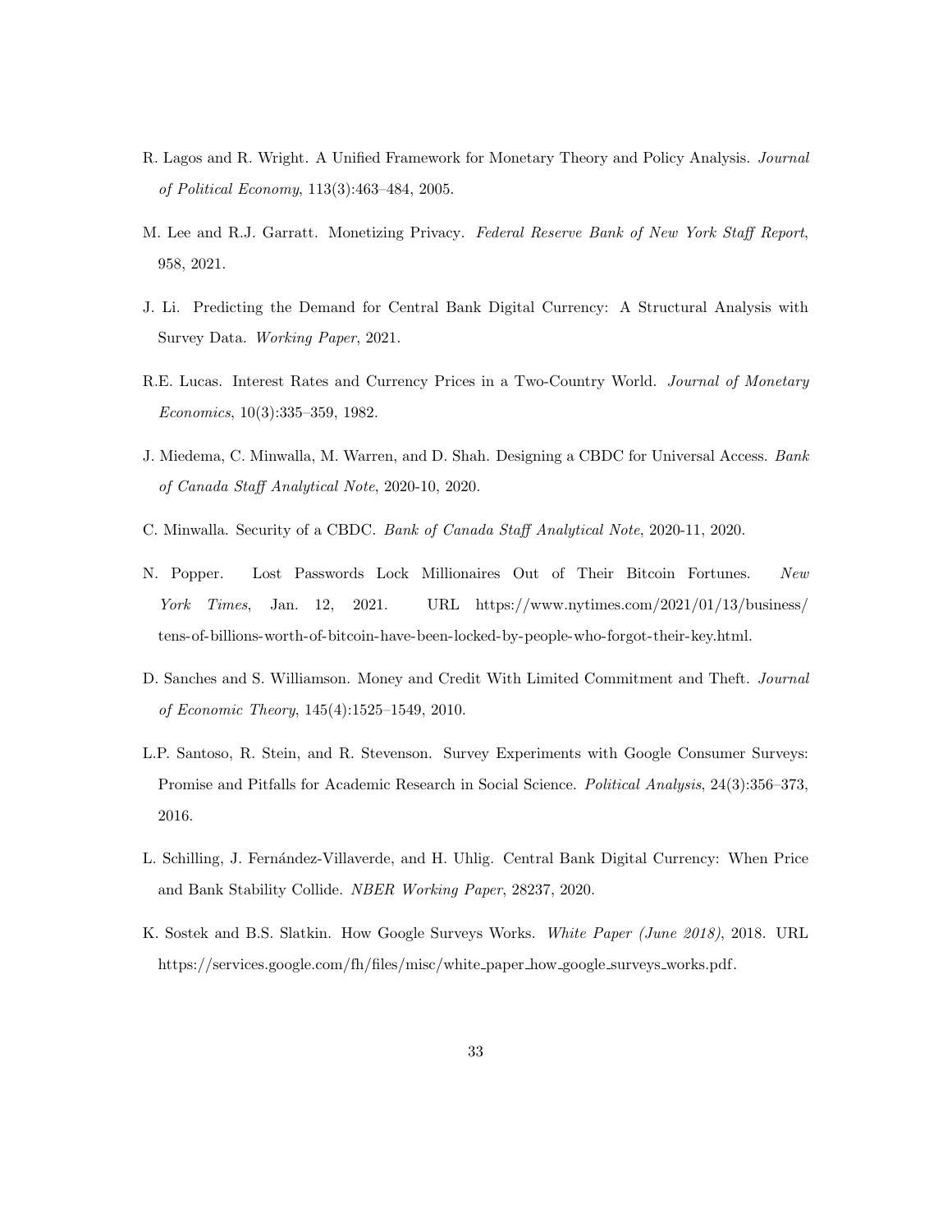R. Lagos and R. Wright. A Unified Framework for Monetary Theory and Policy Analysis. *Journal of Political Economy*, 113(3):463–484, 2005.

M. Lee and R.J. Garratt. Monetizing Privacy. *Federal Reserve Bank of New York Staff Report*, 958, 2021.

J. Li. Predicting the Demand for Central Bank Digital Currency: A Structural Analysis with Survey Data. *Working Paper*, 2021.

R.E. Lucas. Interest Rates and Currency Prices in a Two-Country World. *Journal of Monetary Economics*, 10(3):335–359, 1982.

J. Miedema, C. Minwalla, M. Warren, and D. Shah. Designing a CBDC for Universal Access. *Bank of Canada Staff Analytical Note*, 2020-10, 2020.

C. Minwalla. Security of a CBDC. *Bank of Canada Staff Analytical Note*, 2020-11, 2020.

N. Popper. Lost Passwords Lock Millionaires Out of Their Bitcoin Fortunes. *New York Times*, Jan. 12, 2021. URL https://www.nytimes.com/2021/01/13/business/tens-of-billions-worth-of-bitcoin-have-been-locked-by-people-who-forgot-their-key.html.

D. Sanches and S. Williamson. Money and Credit With Limited Commitment and Theft. *Journal of Economic Theory*, 145(4):1525–1549, 2010.

L.P. Santoso, R. Stein, and R. Stevenson. Survey Experiments with Google Consumer Surveys: Promise and Pitfalls for Academic Research in Social Science. *Political Analysis*, 24(3):356–373, 2016.

L. Schilling, J. Fernández-Villaverde, and H. Uhlig. Central Bank Digital Currency: When Price and Bank Stability Collide. *NBER Working Paper*, 28237, 2020.

K. Sostek and B.S. Slatkin. How Google Surveys Works. *White Paper (June 2018)*, 2018. URL https://services.google.com/fh/files/misc/white_paper_how_google_surveys_works.pdf.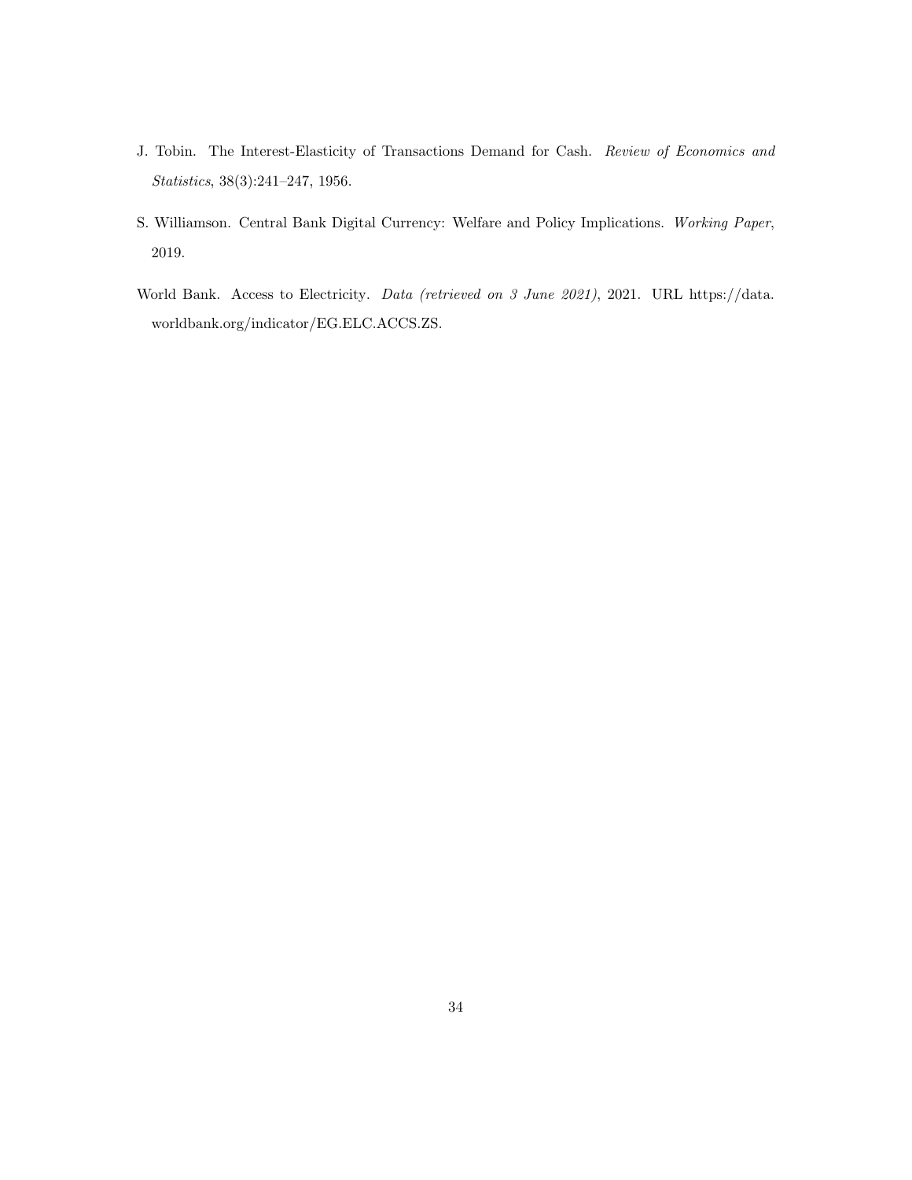J. Tobin. The Interest-Elasticity of Transactions Demand for Cash. *Review of Economics and Statistics*, 38(3):241–247, 1956.

S. Williamson. Central Bank Digital Currency: Welfare and Policy Implications. *Working Paper*, 2019.

World Bank. Access to Electricity. *Data (retrieved on 3 June 2021)*, 2021. URL https://data.worldbank.org/indicator/EG.ELC.ACCS.ZS.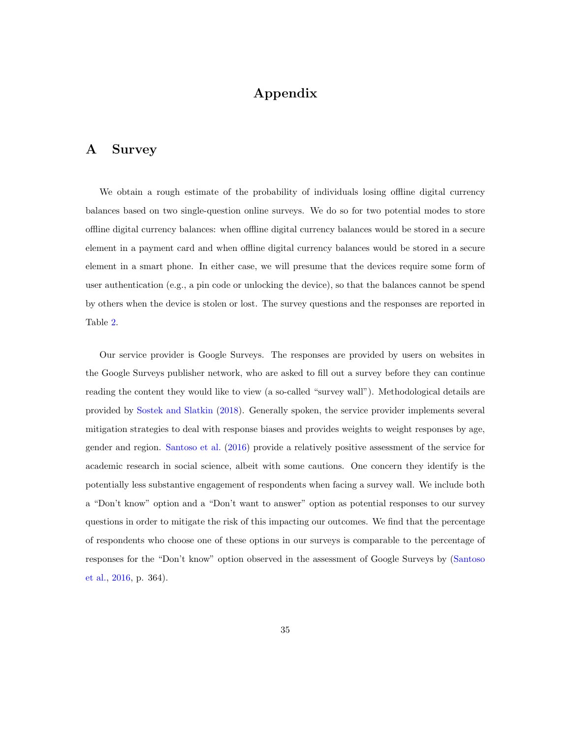# Appendix

## A Survey

We obtain a rough estimate of the probability of individuals losing offline digital currency balances based on two single-question online surveys. We do so for two potential modes to store offline digital currency balances: when offline digital currency balances would be stored in a secure element in a payment card and when offline digital currency balances would be stored in a secure element in a smart phone. In either case, we will presume that the devices require some form of user authentication (e.g., a pin code or unlocking the device), so that the balances cannot be spend by others when the device is stolen or lost. The survey questions and the responses are reported in Table 2.

Our service provider is Google Surveys. The responses are provided by users on websites in the Google Surveys publisher network, who are asked to fill out a survey before they can continue reading the content they would like to view (a so-called "survey wall"). Methodological details are provided by Sostek and Slatkin (2018). Generally spoken, the service provider implements several mitigation strategies to deal with response biases and provides weights to weight responses by age, gender and region. Santoso et al. (2016) provide a relatively positive assessment of the service for academic research in social science, albeit with some cautions. One concern they identify is the potentially less substantive engagement of respondents when facing a survey wall. We include both a "Don't know" option and a "Don't want to answer" option as potential responses to our survey questions in order to mitigate the risk of this impacting our outcomes. We find that the percentage of respondents who choose one of these options in our surveys is comparable to the percentage of responses for the "Don't know" option observed in the assessment of Google Surveys by (Santoso et al., 2016, p. 364).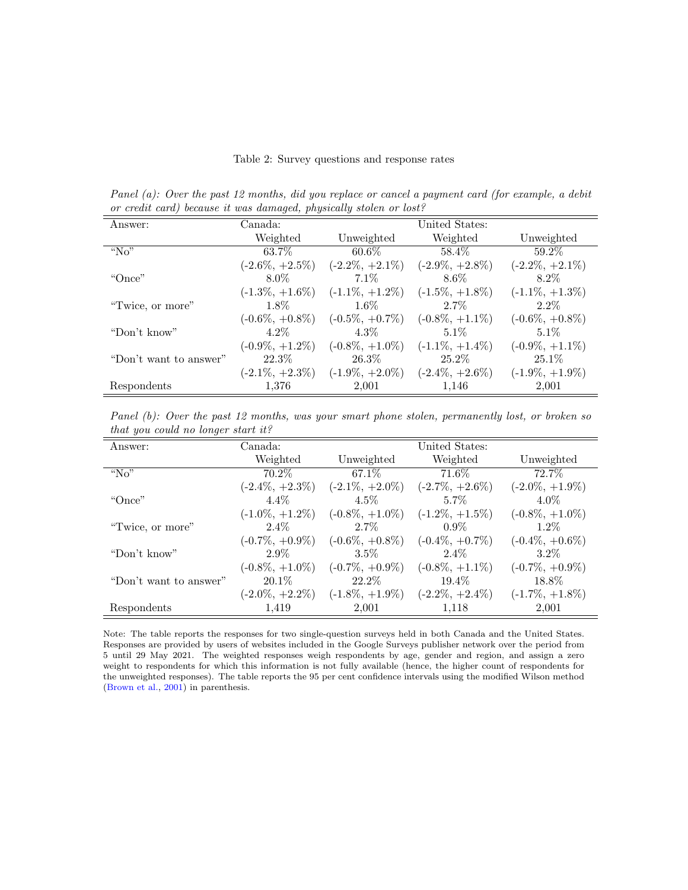Table 2: Survey questions and response rates

*Panel (a): Over the past 12 months, did you replace or cancel a payment card (for example, a debit or credit card) because it was damaged, physically stolen or lost?*

| Answer: | Canada: | | United States: | |
|---|---|---|---|---|
| | Weighted | Unweighted | Weighted | Unweighted |
| "No" | 63.7% | 60.6% | 58.4% | 59.2% |
| | (-2.6%, +2.5%) | (-2.2%, +2.1%) | (-2.9%, +2.8%) | (-2.2%, +2.1%) |
| "Once" | 8.0% | 7.1% | 8.6% | 8.2% |
| | (-1.3%, +1.6%) | (-1.1%, +1.2%) | (-1.5%, +1.8%) | (-1.1%, +1.3%) |
| "Twice, or more" | 1.8% | 1.6% | 2.7% | 2.2% |
| | (-0.6%, +0.8%) | (-0.5%, +0.7%) | (-0.8%, +1.1%) | (-0.6%, +0.8%) |
| "Don't know" | 4.2% | 4.3% | 5.1% | 5.1% |
| | (-0.9%, +1.2%) | (-0.8%, +1.0%) | (-1.1%, +1.4%) | (-0.9%, +1.1%) |
| "Don't want to answer" | 22.3% | 26.3% | 25.2% | 25.1% |
| | (-2.1%, +2.3%) | (-1.9%, +2.0%) | (-2.4%, +2.6%) | (-1.9%, +1.9%) |
| Respondents | 1,376 | 2,001 | 1,146 | 2,001 |

*Panel (b): Over the past 12 months, was your smart phone stolen, permanently lost, or broken so that you could no longer start it?*

| Answer: | Canada: | | United States: | |
|---|---|---|---|---|
| | Weighted | Unweighted | Weighted | Unweighted |
| "No" | 70.2% | 67.1% | 71.6% | 72.7% |
| | (-2.4%, +2.3%) | (-2.1%, +2.0%) | (-2.7%, +2.6%) | (-2.0%, +1.9%) |
| "Once" | 4.4% | 4.5% | 5.7% | 4.0% |
| | (-1.0%, +1.2%) | (-0.8%, +1.0%) | (-1.2%, +1.5%) | (-0.8%, +1.0%) |
| "Twice, or more" | 2.4% | 2.7% | 0.9% | 1.2% |
| | (-0.7%, +0.9%) | (-0.6%, +0.8%) | (-0.4%, +0.7%) | (-0.4%, +0.6%) |
| "Don't know" | 2.9% | 3.5% | 2.4% | 3.2% |
| | (-0.8%, +1.0%) | (-0.7%, +0.9%) | (-0.8%, +1.1%) | (-0.7%, +0.9%) |
| "Don't want to answer" | 20.1% | 22.2% | 19.4% | 18.8% |
| | (-2.0%, +2.2%) | (-1.8%, +1.9%) | (-2.2%, +2.4%) | (-1.7%, +1.8%) |
| Respondents | 1,419 | 2,001 | 1,118 | 2,001 |

Note: The table reports the responses for two single-question surveys held in both Canada and the United States. Responses are provided by users of websites included in the Google Surveys publisher network over the period from 5 until 29 May 2021. The weighted responses weigh respondents by age, gender and region, and assign a zero weight to respondents for which this information is not fully available (hence, the higher count of respondents for the unweighted responses). The table reports the 95 per cent confidence intervals using the modified Wilson method (Brown et al., 2001) in parenthesis.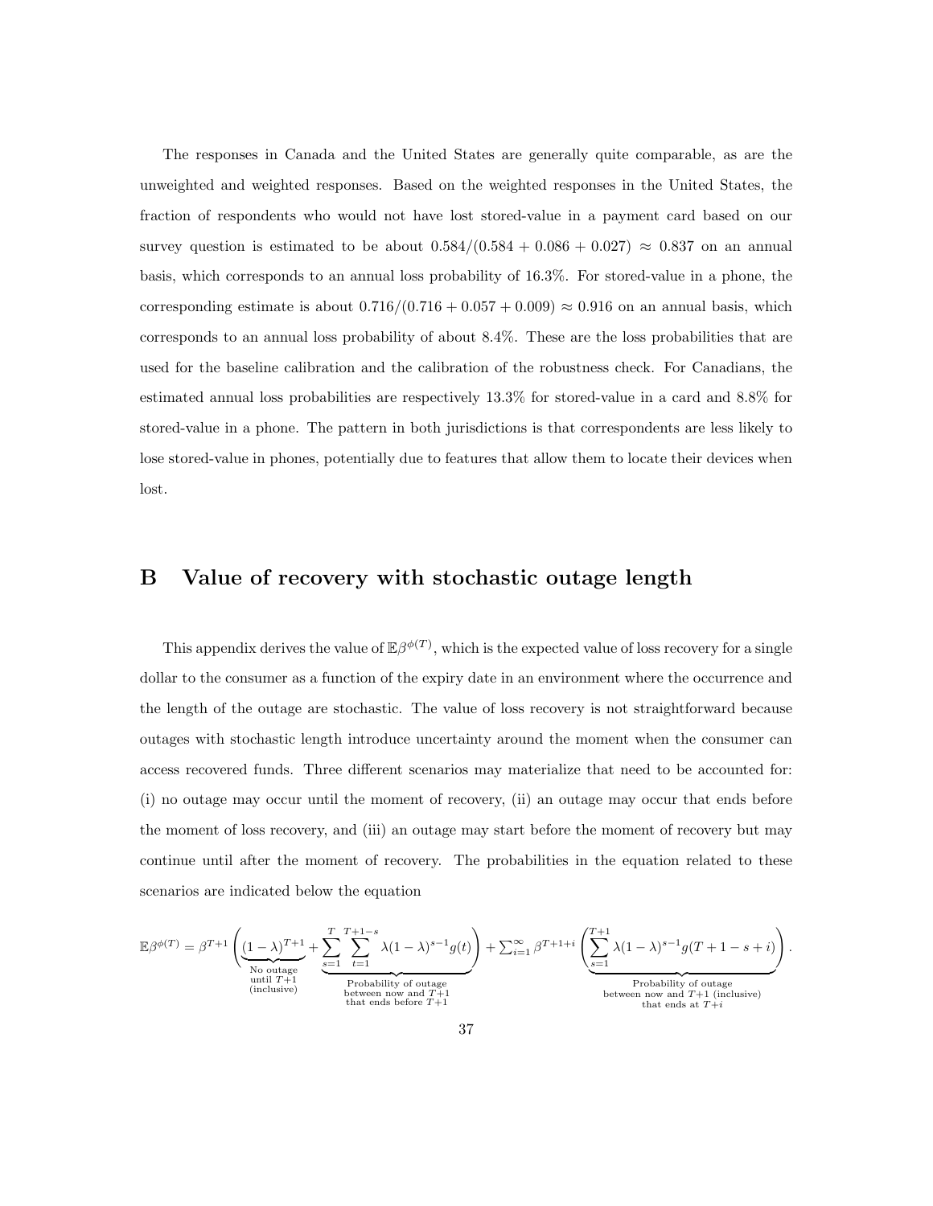The responses in Canada and the United States are generally quite comparable, as are the unweighted and weighted responses. Based on the weighted responses in the United States, the fraction of respondents who would not have lost stored-value in a payment card based on our survey question is estimated to be about $0.584/(0.584 + 0.086 + 0.027) \approx 0.837$ on an annual basis, which corresponds to an annual loss probability of 16.3%. For stored-value in a phone, the corresponding estimate is about $0.716/(0.716 + 0.057 + 0.009) \approx 0.916$ on an annual basis, which corresponds to an annual loss probability of about 8.4%. These are the loss probabilities that are used for the baseline calibration and the calibration of the robustness check. For Canadians, the estimated annual loss probabilities are respectively 13.3% for stored-value in a card and 8.8% for stored-value in a phone. The pattern in both jurisdictions is that correspondents are less likely to lose stored-value in phones, potentially due to features that allow them to locate their devices when lost.

# B Value of recovery with stochastic outage length

This appendix derives the value of $\mathbb{E}\beta^{\phi(T)}$, which is the expected value of loss recovery for a single dollar to the consumer as a function of the expiry date in an environment where the occurrence and the length of the outage are stochastic. The value of loss recovery is not straightforward because outages with stochastic length introduce uncertainty around the moment when the consumer can access recovered funds. Three different scenarios may materialize that need to be accounted for: (i) no outage may occur until the moment of recovery, (ii) an outage may occur that ends before the moment of loss recovery, and (iii) an outage may start before the moment of recovery but may continue until after the moment of recovery. The probabilities in the equation related to these scenarios are indicated below the equation

$$\mathbb{E}\beta^{\phi(T)} = \beta^{T+1}\left(\underbrace{(1-\lambda)^{T+1}}_{\substack{\text{No outage} \\ \text{until } T+1 \\ \text{(inclusive)}}} + \underbrace{\sum_{s=1}^{T}\sum_{t=1}^{T+1-s}\lambda(1-\lambda)^{s-1}g(t)}_{\substack{\text{Probability of outage} \\ \text{between now and } T+1 \\ \text{that ends before } T+1}}\right) + \sum_{i=1}^{\infty}\beta^{T+1+i}\left(\underbrace{\sum_{s=1}^{T+1}\lambda(1-\lambda)^{s-1}g(T+1-s+i)}_{\substack{\text{Probability of outage} \\ \text{between now and } T+1 \text{ (inclusive)} \\ \text{that ends at } T+i}}\right).$$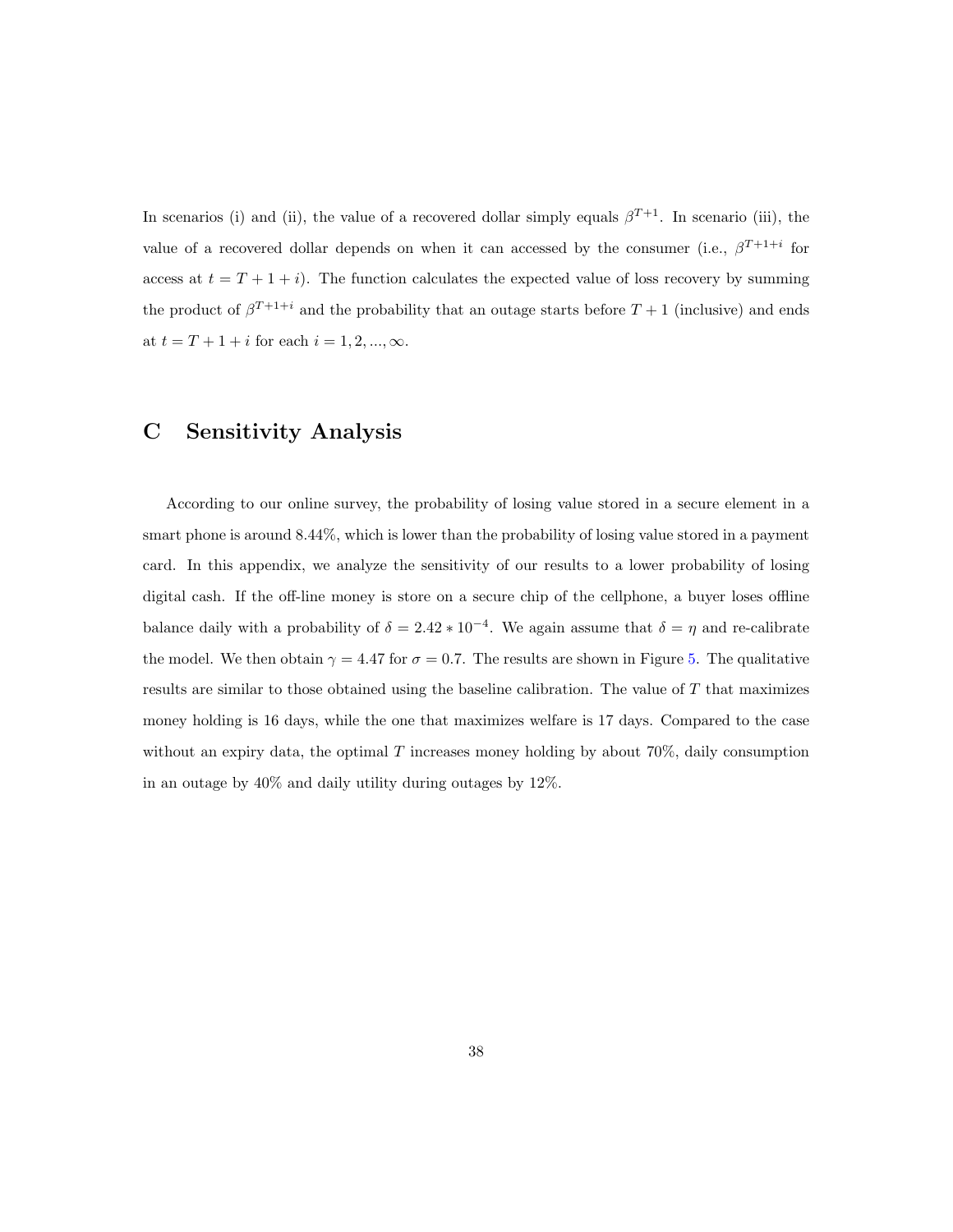In scenarios (i) and (ii), the value of a recovered dollar simply equals $\beta^{T+1}$. In scenario (iii), the value of a recovered dollar depends on when it can accessed by the consumer (i.e., $\beta^{T+1+i}$ for access at $t = T + 1 + i$). The function calculates the expected value of loss recovery by summing the product of $\beta^{T+1+i}$ and the probability that an outage starts before $T + 1$ (inclusive) and ends at $t = T + 1 + i$ for each $i = 1, 2, ..., \infty$.

# C Sensitivity Analysis

According to our online survey, the probability of losing value stored in a secure element in a smart phone is around 8.44%, which is lower than the probability of losing value stored in a payment card. In this appendix, we analyze the sensitivity of our results to a lower probability of losing digital cash. If the off-line money is store on a secure chip of the cellphone, a buyer loses offline balance daily with a probability of $\delta = 2.42 * 10^{-4}$. We again assume that $\delta = \eta$ and re-calibrate the model. We then obtain $\gamma = 4.47$ for $\sigma = 0.7$. The results are shown in Figure 5. The qualitative results are similar to those obtained using the baseline calibration. The value of $T$ that maximizes money holding is 16 days, while the one that maximizes welfare is 17 days. Compared to the case without an expiry data, the optimal $T$ increases money holding by about 70%, daily consumption in an outage by 40% and daily utility during outages by 12%.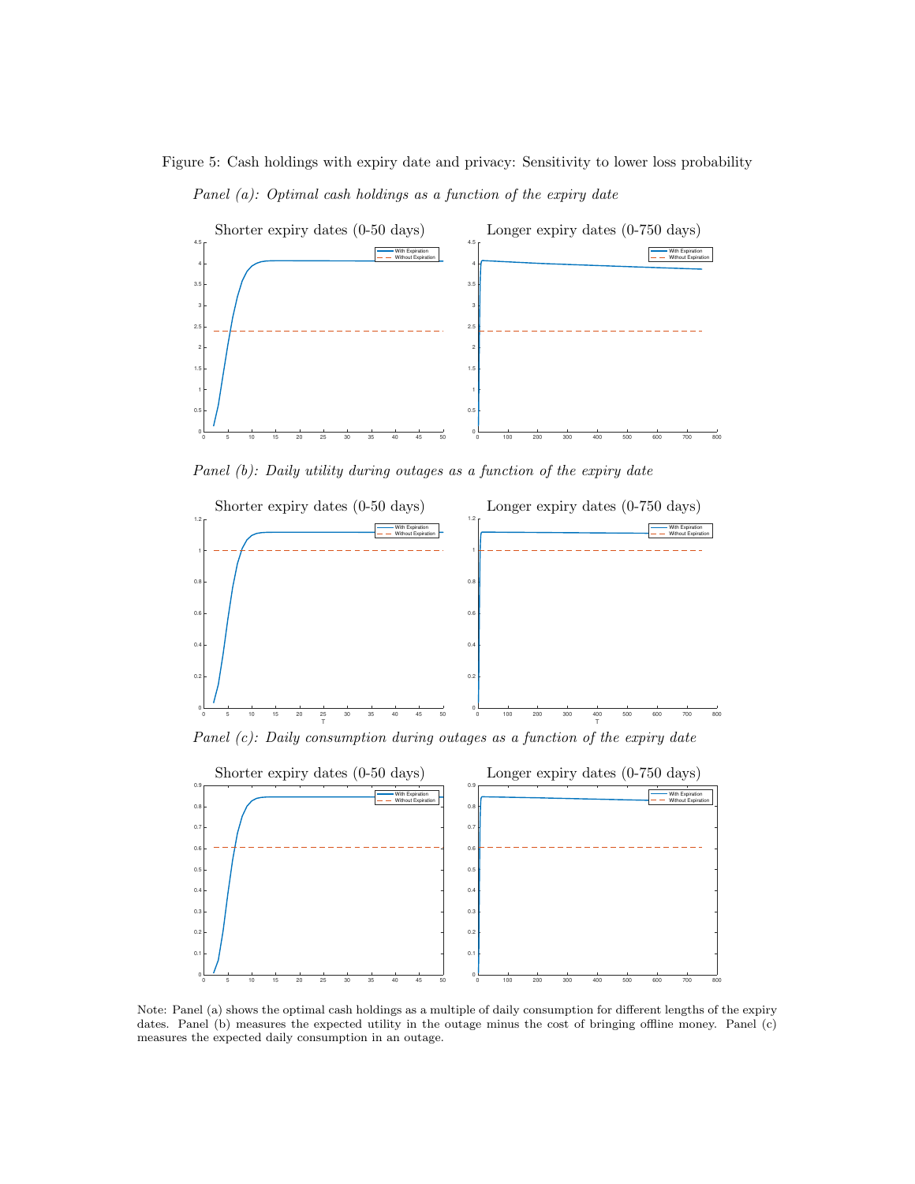Figure 5: Cash holdings with expiry date and privacy: Sensitivity to lower loss probability

*Panel (a): Optimal cash holdings as a function of the expiry date*

Shorter expiry dates (0-50 days)

With Expiration
Without Expiration

0 0.5 1 1.5 2 2.5 3 3.5 4 4.5

0 5 10 15 20 25 30 35 40 45 50

Longer expiry dates (0-750 days)

With Expiration
Without Expiration

0 0.5 1 1.5 2 2.5 3 3.5 4 4.5

0 100 200 300 400 500 600 700 800

*Panel (b): Daily utility during outages as a function of the expiry date*

Shorter expiry dates (0-50 days)

With Expiration
Without Expiration

0 0.2 0.4 0.6 0.8 1 1.2

0 5 10 15 20 25 30 35 40 45 50

T

Longer expiry dates (0-750 days)

With Expiration
Without Expiration

0 0.2 0.4 0.6 0.8 1 1.2

0 100 200 300 400 500 600 700 800

T

*Panel (c): Daily consumption during outages as a function of the expiry date*

Shorter expiry dates (0-50 days)

With Expiration
Without Expiration

0 0.1 0.2 0.3 0.4 0.5 0.6 0.7 0.8 0.9

0 5 10 15 20 25 30 35 40 45 50

Longer expiry dates (0-750 days)

With Expiration
Without Expiration

0 0.1 0.2 0.3 0.4 0.5 0.6 0.7 0.8 0.9

0 100 200 300 400 500 600 700 800

Note: Panel (a) shows the optimal cash holdings as a multiple of daily consumption for different lengths of the expiry dates. Panel (b) measures the expected utility in the outage minus the cost of bringing offline money. Panel (c) measures the expected daily consumption in an outage.